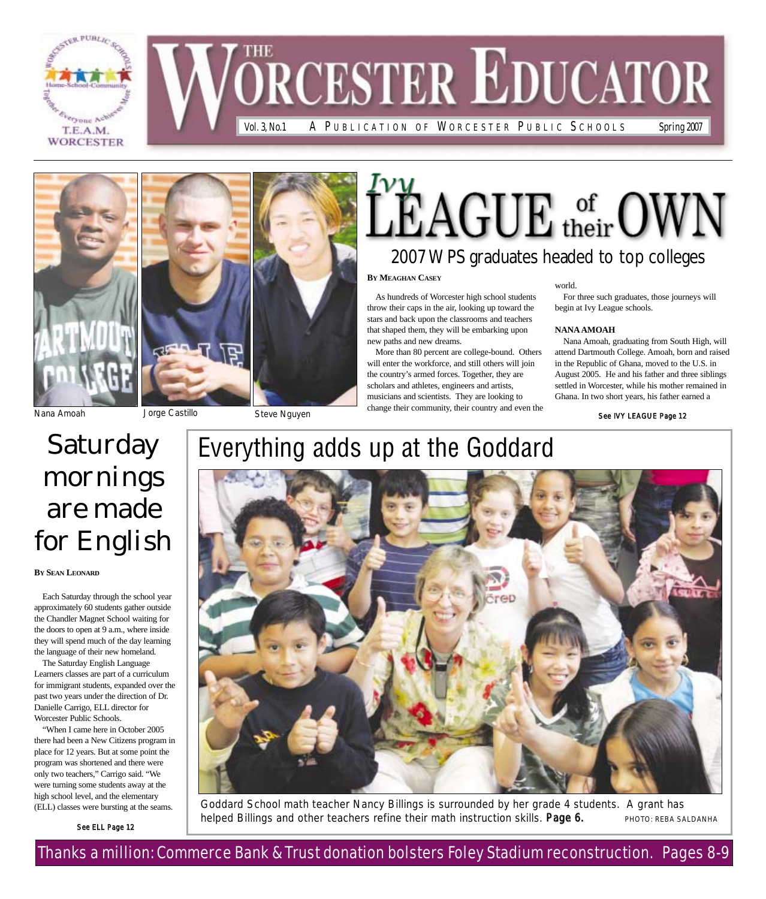# THE WORCESTER EDUCATOR

Vol. 3, No.1 — A PUBLICATION OF WORCESTER PUBLIC SCHOOLS — Spring 2007

Nana Amoah — Jorge Castillo — Steve Nguyen

# Ivy LEAGUE of their OWN

## 2007 WPS graduates headed to top colleges

**BY MEAGHAN CASEY**

As hundreds of Worcester high school students throw their caps in the air, looking up toward the stars and back upon the classrooms and teachers that shaped them, they will be embarking upon new paths and new dreams.

More than 80 percent are college-bound. Others will enter the workforce, and still others will join the country's armed forces. Together, they are scholars and athletes, engineers and artists, musicians and scientists. They are looking to change their community, their country and even the world.

For three such graduates, those journeys will begin at Ivy League schools.

**NANA AMOAH**

Nana Amoah, graduating from South High, will attend Dartmouth College. Amoah, born and raised in the Republic of Ghana, moved to the U.S. in August 2005. He and his father and three siblings settled in Worcester, while his mother remained in Ghana. In two short years, his father earned a

**See IVY LEAGUE Page 12**

# Saturday mornings are made for English

**BY SEAN LEONARD**

Each Saturday through the school year approximately 60 students gather outside the Chandler Magnet School waiting for the doors to open at 9 a.m., where inside they will spend much of the day learning the language of their new homeland.

The Saturday English Language Learners classes are part of a curriculum for immigrant students, expanded over the past two years under the direction of Dr. Danielle Carrigo, ELL director for Worcester Public Schools.

"When I came here in October 2005 there had been a New Citizens program in place for 12 years. But at some point the program was shortened and there were only two teachers," Carrigo said. "We were turning some students away at the high school level, and the elementary (ELL) classes were bursting at the seams.

**See ELL Page 12**

# Everything adds up at the Goddard

Goddard School math teacher Nancy Billings is surrounded by her grade 4 students. A grant has helped Billings and other teachers refine their math instruction skills. **Page 6.** PHOTO: REBA SALDANHA

Thanks a million: Commerce Bank & Trust donation bolsters Foley Stadium reconstruction. Pages 8-9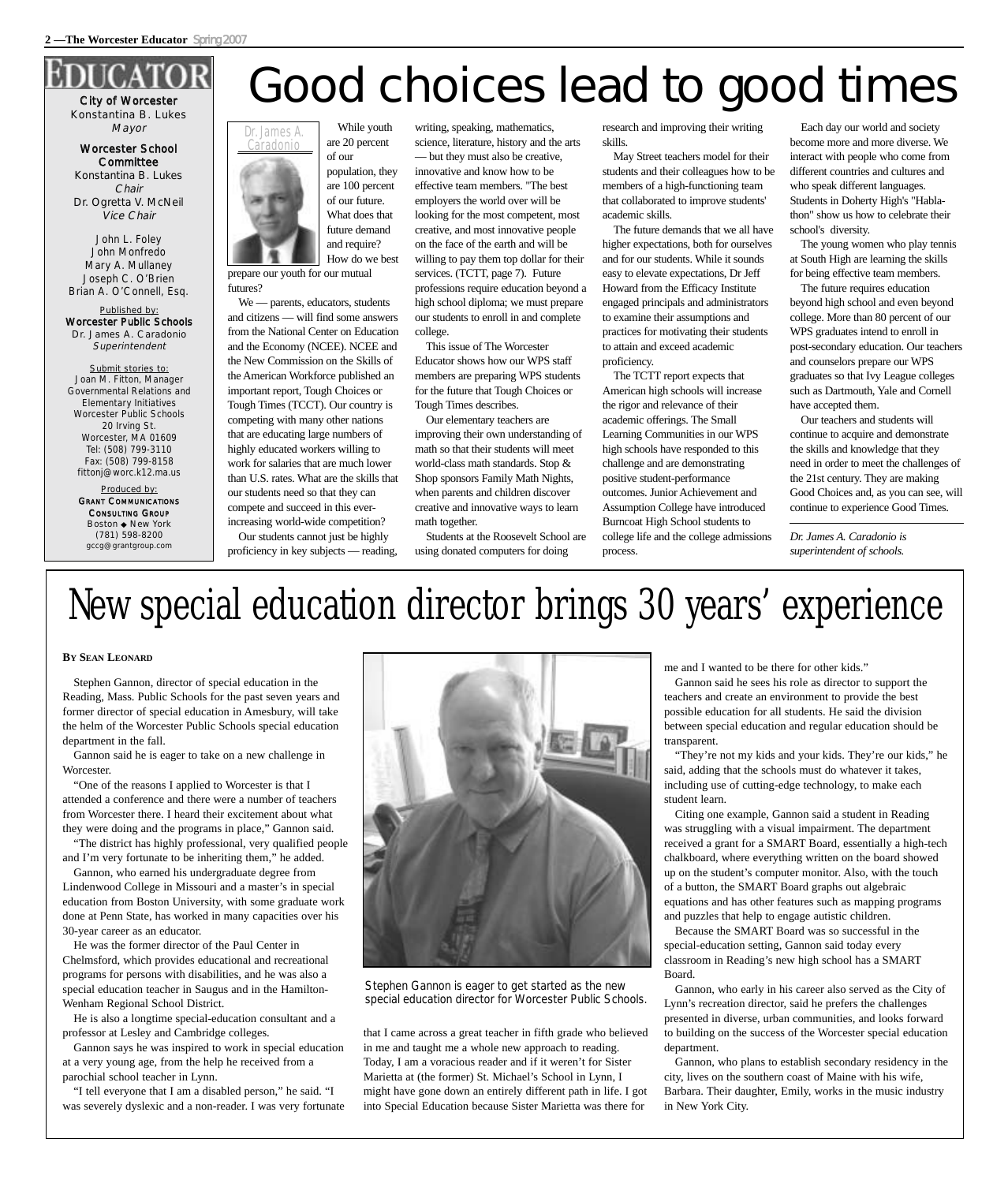**EDUCATOR**

**City of Worcester**
Konstantina B. Lukes
*Mayor*

**Worcester School Committee**
Konstantina B. Lukes
*Chair*
Dr. Ogretta V. McNeil
*Vice Chair*

John L. Foley
John Monfredo
Mary A. Mullaney
Joseph C. O'Brien
Brian A. O'Connell, Esq.

Published by:
**Worcester Public Schools**
Dr. James A. Caradonio
*Superintendent*

Submit stories to:
Joan M. Fitton, Manager
Governmental Relations and Elementary Initiatives
Worcester Public Schools
20 Irving St.
Worcester, MA 01609
Tel: (508) 799-3110
Fax: (508) 799-8158
fittonj@worc.k12.ma.us

Produced by:
**Grant Communications Consulting Group**
Boston ◆ New York
(781) 598-8200
gccg@grantgroup.com

# Good choices lead to good times

Dr. James A. Caradonio

While youth are 20 percent of our population, they are 100 percent of our future. What does that future demand and require? How do we best prepare our youth for our mutual futures?

We — parents, educators, students and citizens — will find some answers from the National Center on Education and the Economy (NCEE). NCEE and the New Commission on the Skills of the American Workforce published an important report, Tough Choices or Tough Times (TCCT). Our country is competing with many other nations that are educating large numbers of highly educated workers willing to work for salaries that are much lower than U.S. rates. What are the skills that our students need so that they can compete and succeed in this ever-increasing world-wide competition?

Our students cannot just be highly proficiency in key subjects — reading, writing, speaking, mathematics, science, literature, history and the arts — but they must also be creative, innovative and know how to be effective team members. "The best employers the world over will be looking for the most competent, most creative, and most innovative people on the face of the earth and will be willing to pay them top dollar for their services. (TCTT, page 7). Future professions require education beyond a high school diploma; we must prepare our students to enroll in and complete college.

This issue of The Worcester Educator shows how our WPS staff members are preparing WPS students for the future that Tough Choices or Tough Times describes.

Our elementary teachers are improving their own understanding of math so that their students will meet world-class math standards. Stop & Shop sponsors Family Math Nights, when parents and children discover creative and innovative ways to learn math together.

Students at the Roosevelt School are using donated computers for doing research and improving their writing skills.

May Street teachers model for their students and their colleagues how to be members of a high-functioning team that collaborated to improve students' academic skills.

The future demands that we all have higher expectations, both for ourselves and for our students. While it sounds easy to elevate expectations, Dr Jeff Howard from the Efficacy Institute engaged principals and administrators to examine their assumptions and practices for motivating their students to attain and exceed academic proficiency.

The TCTT report expects that American high schools will increase the rigor and relevance of their academic offerings. The Small Learning Communities in our WPS high schools have responded to this challenge and are demonstrating positive student-performance outcomes. Junior Achievement and Assumption College have introduced Burncoat High School students to college life and the college admissions process.

Each day our world and society become more and more diverse. We interact with people who come from different countries and cultures and who speak different languages. Students in Doherty High's "Habla-thon" show us how to celebrate their school's diversity.

The young women who play tennis at South High are learning the skills for being effective team members.

The future requires education beyond high school and even beyond college. More than 80 percent of our WPS graduates intend to enroll in post-secondary education. Our teachers and counselors prepare our WPS graduates so that Ivy League colleges such as Dartmouth, Yale and Cornell have accepted them.

Our teachers and students will continue to acquire and demonstrate the skills and knowledge that they need in order to meet the challenges of the 21st century. They are making Good Choices and, as you can see, will continue to experience Good Times.

*Dr. James A. Caradonio is superintendent of schools.*

# New special education director brings 30 years' experience

**By Sean Leonard**

Stephen Gannon, director of special education in the Reading, Mass. Public Schools for the past seven years and former director of special education in Amesbury, will take the helm of the Worcester Public Schools special education department in the fall.

Gannon said he is eager to take on a new challenge in Worcester.

"One of the reasons I applied to Worcester is that I attended a conference and there were a number of teachers from Worcester there. I heard their excitement about what they were doing and the programs in place," Gannon said.

"The district has highly professional, very qualified people and I'm very fortunate to be inheriting them," he added.

Gannon, who earned his undergraduate degree from Lindenwood College in Missouri and a master's in special education from Boston University, with some graduate work done at Penn State, has worked in many capacities over his 30-year career as an educator.

He was the former director of the Paul Center in Chelmsford, which provides educational and recreational programs for persons with disabilities, and he was also a special education teacher in Saugus and in the Hamilton-Wenham Regional School District.

He is also a longtime special-education consultant and a professor at Lesley and Cambridge colleges.

Gannon says he was inspired to work in special education at a very young age, from the help he received from a parochial school teacher in Lynn.

"I tell everyone that I am a disabled person," he said. "I was severely dyslexic and a non-reader. I was very fortunate that I came across a great teacher in fifth grade who believed in me and taught me a whole new approach to reading. Today, I am a voracious reader and if it weren't for Sister Marietta at (the former) St. Michael's School in Lynn, I might have gone down an entirely different path in life. I got into Special Education because Sister Marietta was there for me and I wanted to be there for other kids."

Stephen Gannon is eager to get started as the new special education director for Worcester Public Schools.

Gannon said he sees his role as director to support the teachers and create an environment to provide the best possible education for all students. He said the division between special education and regular education should be transparent.

"They're not my kids and your kids. They're our kids," he said, adding that the schools must do whatever it takes, including use of cutting-edge technology, to make each student learn.

Citing one example, Gannon said a student in Reading was struggling with a visual impairment. The department received a grant for a SMART Board, essentially a high-tech chalkboard, where everything written on the board showed up on the student's computer monitor. Also, with the touch of a button, the SMART Board graphs out algebraic equations and has other features such as mapping programs and puzzles that help to engage autistic children.

Because the SMART Board was so successful in the special-education setting, Gannon said today every classroom in Reading's new high school has a SMART Board.

Gannon, who early in his career also served as the City of Lynn's recreation director, said he prefers the challenges presented in diverse, urban communities, and looks forward to building on the success of the Worcester special education department.

Gannon, who plans to establish secondary residency in the city, lives on the southern coast of Maine with his wife, Barbara. Their daughter, Emily, works in the music industry in New York City.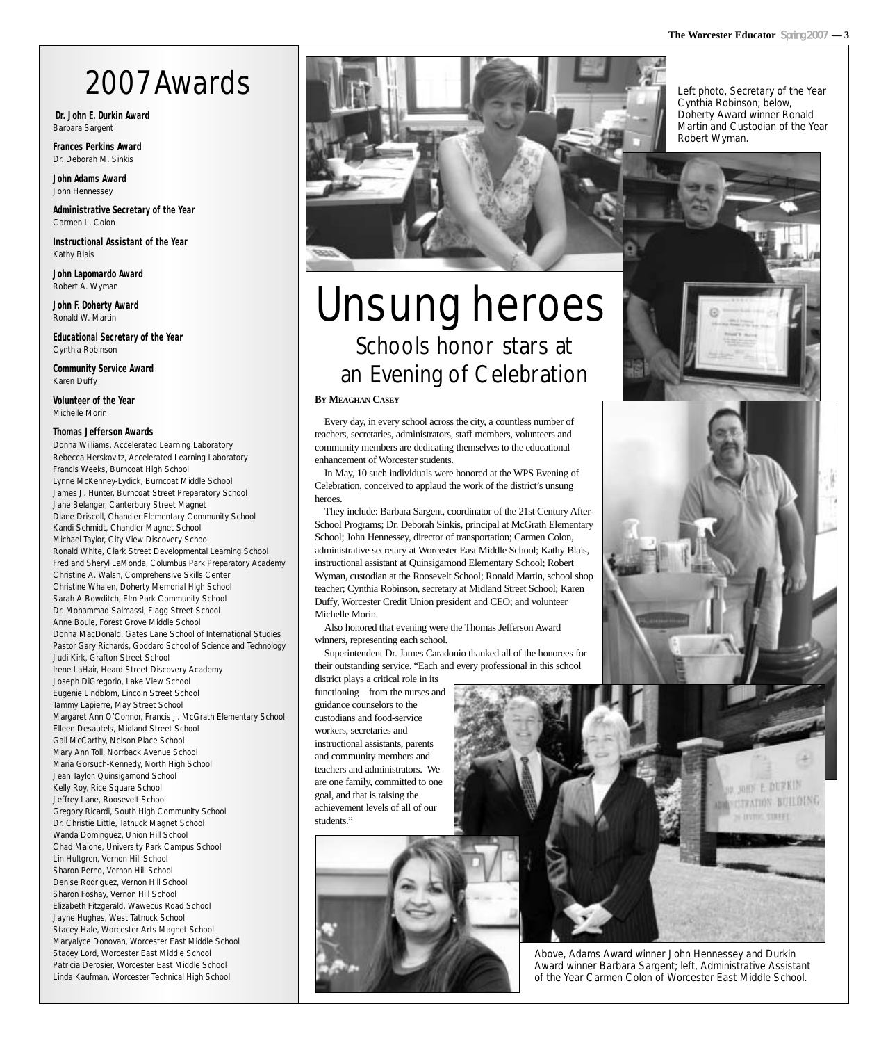# 2007 Awards

**Dr. John E. Durkin Award**
Barbara Sargent

**Frances Perkins Award**
Dr. Deborah M. Sinkis

**John Adams Award**
John Hennessey

**Administrative Secretary of the Year**
Carmen L. Colon

**Instructional Assistant of the Year**
Kathy Blais

**John Lapomardo Award**
Robert A. Wyman

**John F. Doherty Award**
Ronald W. Martin

**Educational Secretary of the Year**
Cynthia Robinson

**Community Service Award**
Karen Duffy

**Volunteer of the Year**
Michelle Morin

**Thomas Jefferson Awards**
Donna Williams, Accelerated Learning Laboratory
Rebecca Herskovitz, Accelerated Learning Laboratory
Francis Weeks, Burncoat High School
Lynne McKenney-Lydick, Burncoat Middle School
James J. Hunter, Burncoat Street Preparatory School
Jane Belanger, Canterbury Street Magnet
Diane Driscoll, Chandler Elementary Community School
Kandi Schmidt, Chandler Magnet School
Michael Taylor, City View Discovery School
Ronald White, Clark Street Developmental Learning School
Fred and Sheryl LaMonda, Columbus Park Preparatory Academy
Christine A. Walsh, Comprehensive Skills Center
Christine Whalen, Doherty Memorial High School
Sarah A Bowditch, Elm Park Community School
Dr. Mohammad Salmassi, Flagg Street School
Anne Boule, Forest Grove Middle School
Donna MacDonald, Gates Lane School of International Studies
Pastor Gary Richards, Goddard School of Science and Technology
Judi Kirk, Grafton Street School
Irene LaHair, Heard Street Discovery Academy
Joseph DiGregorio, Lake View School
Eugenie Lindblom, Lincoln Street School
Tammy Lapierre, May Street School
Margaret Ann O'Connor, Francis J. McGrath Elementary School
Elleen Desautels, Midland Street School
Gail McCarthy, Nelson Place School
Mary Ann Toll, Norrback Avenue School
Maria Gorsuch-Kennedy, North High School
Jean Taylor, Quinsigamond School
Kelly Roy, Rice Square School
Jeffrey Lane, Roosevelt School
Gregory Ricardi, South High Community School
Dr. Christie Little, Tatnuck Magnet School
Wanda Dominguez, Union Hill School
Chad Malone, University Park Campus School
Lin Hultgren, Vernon Hill School
Sharon Perno, Vernon Hill School
Denise Rodriguez, Vernon Hill School
Sharon Foshay, Vernon Hill School
Elizabeth Fitzgerald, Wawecus Road School
Jayne Hughes, West Tatnuck School
Stacey Hale, Worcester Arts Magnet School
Maryalyce Donovan, Worcester East Middle School
Stacey Lord, Worcester East Middle School
Patricia Derosier, Worcester East Middle School
Linda Kaufman, Worcester Technical High School

# Unsung heroes

## Schools honor stars at an Evening of Celebration

**By Meaghan Casey**

Every day, in every school across the city, a countless number of teachers, secretaries, administrators, staff members, volunteers and community members are dedicating themselves to the educational enhancement of Worcester students.

In May, 10 such individuals were honored at the WPS Evening of Celebration, conceived to applaud the work of the district's unsung heroes.

They include: Barbara Sargent, coordinator of the 21st Century After-School Programs; Dr. Deborah Sinkis, principal at McGrath Elementary School; John Hennessey, director of transportation; Carmen Colon, administrative secretary at Worcester East Middle School; Kathy Blais, instructional assistant at Quinsigamond Elementary School; Robert Wyman, custodian at the Roosevelt School; Ronald Martin, school shop teacher; Cynthia Robinson, secretary at Midland Street School; Karen Duffy, Worcester Credit Union president and CEO; and volunteer Michelle Morin.

Also honored that evening were the Thomas Jefferson Award winners, representing each school.

Superintendent Dr. James Caradonio thanked all of the honorees for their outstanding service. "Each and every professional in this school district plays a critical role in its functioning – from the nurses and guidance counselors to the custodians and food-service workers, secretaries and instructional assistants, parents and community members and teachers and administrators. We are one family, committed to one goal, and that is raising the achievement levels of all of our students."

Left photo, Secretary of the Year Cynthia Robinson; below, Doherty Award winner Ronald Martin and Custodian of the Year Robert Wyman.

Above, Adams Award winner John Hennessey and Durkin Award winner Barbara Sargent; left, Administrative Assistant of the Year Carmen Colon of Worcester East Middle School.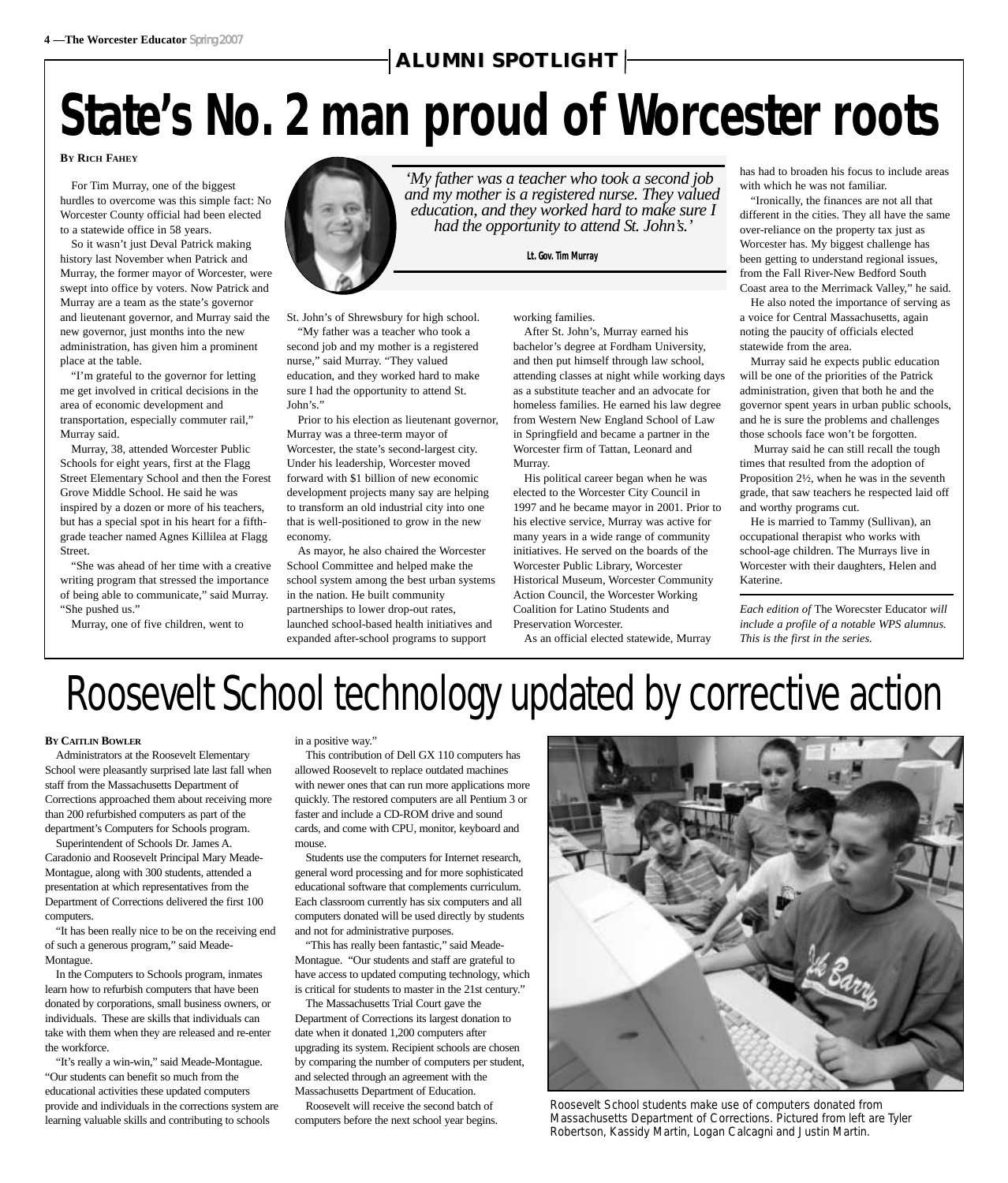ALUMNI SPOTLIGHT

# State's No. 2 man proud of Worcester roots

**By Rich Fahey**

For Tim Murray, one of the biggest hurdles to overcome was this simple fact: No Worcester County official had been elected to a statewide office in 58 years.

So it wasn't just Deval Patrick making history last November when Patrick and Murray, the former mayor of Worcester, were swept into office by voters. Now Patrick and Murray are a team as the state's governor and lieutenant governor, and Murray said the new governor, just months into the new administration, has given him a prominent place at the table.

"I'm grateful to the governor for letting me get involved in critical decisions in the area of economic development and transportation, especially commuter rail," Murray said.

Murray, 38, attended Worcester Public Schools for eight years, first at the Flagg Street Elementary School and then the Forest Grove Middle School. He said he was inspired by a dozen or more of his teachers, but has a special spot in his heart for a fifth-grade teacher named Agnes Killilea at Flagg Street.

"She was ahead of her time with a creative writing program that stressed the importance of being able to communicate," said Murray. "She pushed us."

Murray, one of five children, went to St. John's of Shrewsbury for high school.

> *'My father was a teacher who took a second job and my mother is a registered nurse. They valued education, and they worked hard to make sure I had the opportunity to attend St. John's.'*
>
> **Lt. Gov. Tim Murray**

"My father was a teacher who took a second job and my mother is a registered nurse," said Murray. "They valued education, and they worked hard to make sure I had the opportunity to attend St. John's."

Prior to his election as lieutenant governor, Murray was a three-term mayor of Worcester, the state's second-largest city. Under his leadership, Worcester moved forward with $1 billion of new economic development projects many say are helping to transform an old industrial city into one that is well-positioned to grow in the new economy.

As mayor, he also chaired the Worcester School Committee and helped make the school system among the best urban systems in the nation. He built community partnerships to lower drop-out rates, launched school-based health initiatives and expanded after-school programs to support working families.

After St. John's, Murray earned his bachelor's degree at Fordham University, and then put himself through law school, attending classes at night while working days as a substitute teacher and an advocate for homeless families. He earned his law degree from Western New England School of Law in Springfield and became a partner in the Worcester firm of Tattan, Leonard and Murray.

His political career began when he was elected to the Worcester City Council in 1997 and he became mayor in 2001. Prior to his elective service, Murray was active for many years in a wide range of community initiatives. He served on the boards of the Worcester Public Library, Worcester Historical Museum, Worcester Community Action Council, the Worcester Working Coalition for Latino Students and Preservation Worcester.

As an official elected statewide, Murray has had to broaden his focus to include areas with which he was not familiar.

"Ironically, the finances are not all that different in the cities. They all have the same over-reliance on the property tax just as Worcester has. My biggest challenge has been getting to understand regional issues, from the Fall River-New Bedford South Coast area to the Merrimack Valley," he said.

He also noted the importance of serving as a voice for Central Massachusetts, again noting the paucity of officials elected statewide from the area.

Murray said he expects public education will be one of the priorities of the Patrick administration, given that both he and the governor spent years in urban public schools, and he is sure the problems and challenges those schools face won't be forgotten.

Murray said he can still recall the tough times that resulted from the adoption of Proposition 2½, when he was in the seventh grade, that saw teachers he respected laid off and worthy programs cut.

He is married to Tammy (Sullivan), an occupational therapist who works with school-age children. The Murrays live in Worcester with their daughters, Helen and Katerine.

*Each edition of* The Worecster Educator *will include a profile of a notable WPS alumnus. This is the first in the series.*

# Roosevelt School technology updated by corrective action

**By Caitlin Bowler**

Administrators at the Roosevelt Elementary School were pleasantly surprised late last fall when staff from the Massachusetts Department of Corrections approached them about receiving more than 200 refurbished computers as part of the department's Computers for Schools program.

Superintendent of Schools Dr. James A. Caradonio and Roosevelt Principal Mary Meade-Montague, along with 300 students, attended a presentation at which representatives from the Department of Corrections delivered the first 100 computers.

"It has been really nice to be on the receiving end of such a generous program," said Meade-Montague.

In the Computers to Schools program, inmates learn how to refurbish computers that have been donated by corporations, small business owners, or individuals. These are skills that individuals can take with them when they are released and re-enter the workforce.

"It's really a win-win," said Meade-Montague. "Our students can benefit so much from the educational activities these updated computers provide and individuals in the corrections system are learning valuable skills and contributing to schools in a positive way."

This contribution of Dell GX 110 computers has allowed Roosevelt to replace outdated machines with newer ones that can run more applications more quickly. The restored computers are all Pentium 3 or faster and include a CD-ROM drive and sound cards, and come with CPU, monitor, keyboard and mouse.

Students use the computers for Internet research, general word processing and for more sophisticated educational software that complements curriculum. Each classroom currently has six computers and all computers donated will be used directly by students and not for administrative purposes.

"This has really been fantastic," said Meade-Montague. "Our students and staff are grateful to have access to updated computing technology, which is critical for students to master in the 21st century."

The Massachusetts Trial Court gave the Department of Corrections its largest donation to date when it donated 1,200 computers after upgrading its system. Recipient schools are chosen by comparing the number of computers per student, and selected through an agreement with the Massachusetts Department of Education.

Roosevelt will receive the second batch of computers before the next school year begins.

Roosevelt School students make use of computers donated from Massachusetts Department of Corrections. Pictured from left are Tyler Robertson, Kassidy Martin, Logan Calcagni and Justin Martin.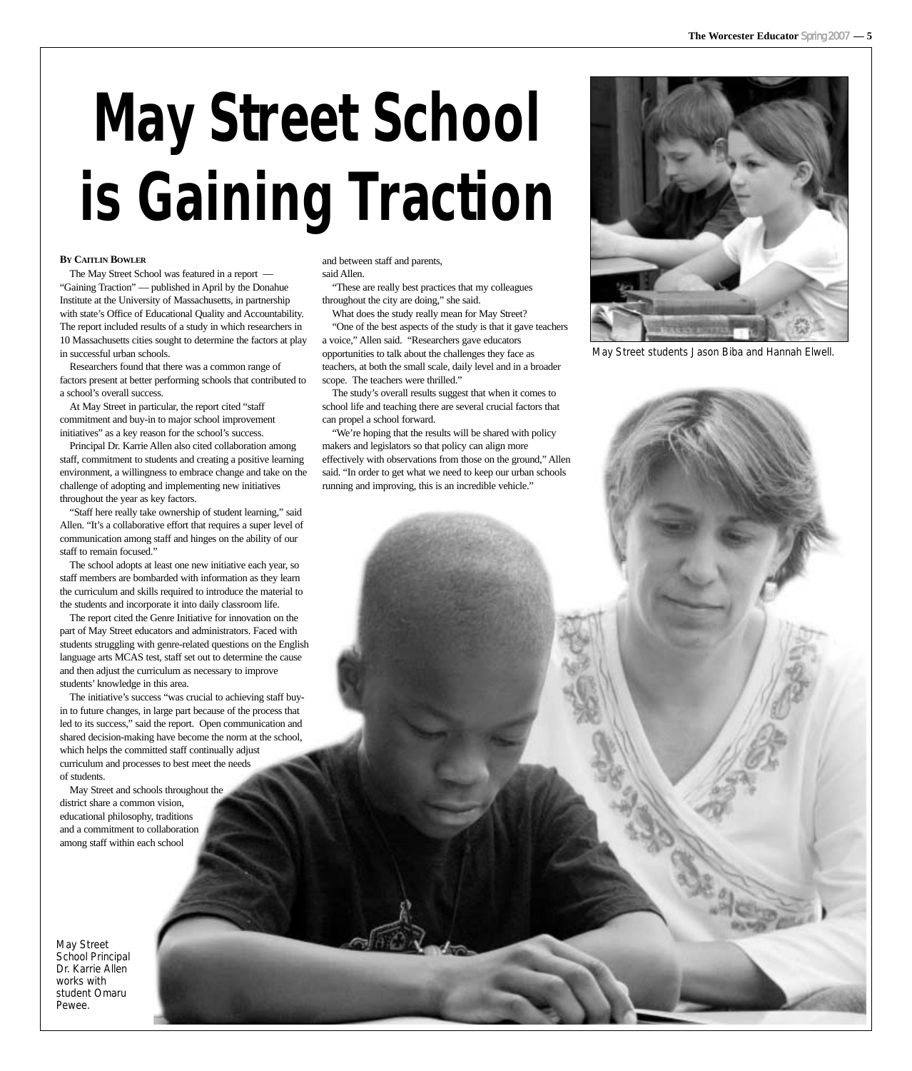# May Street School is Gaining Traction

**By Caitlin Bowler**

The May Street School was featured in a report — "Gaining Traction" — published in April by the Donahue Institute at the University of Massachusetts, in partnership with state's Office of Educational Quality and Accountability. The report included results of a study in which researchers in 10 Massachusetts cities sought to determine the factors at play in successful urban schools.

Researchers found that there was a common range of factors present at better performing schools that contributed to a school's overall success.

At May Street in particular, the report cited "staff commitment and buy-in to major school improvement initiatives" as a key reason for the school's success.

Principal Dr. Karrie Allen also cited collaboration among staff, commitment to students and creating a positive learning environment, a willingness to embrace change and take on the challenge of adopting and implementing new initiatives throughout the year as key factors.

"Staff here really take ownership of student learning," said Allen. "It's a collaborative effort that requires a super level of communication among staff and hinges on the ability of our staff to remain focused."

The school adopts at least one new initiative each year, so staff members are bombarded with information as they learn the curriculum and skills required to introduce the material to the students and incorporate it into daily classroom life.

The report cited the Genre Initiative for innovation on the part of May Street educators and administrators. Faced with students struggling with genre-related questions on the English language arts MCAS test, staff set out to determine the cause and then adjust the curriculum as necessary to improve students' knowledge in this area.

The initiative's success "was crucial to achieving staff buy-in to future changes, in large part because of the process that led to its success," said the report. Open communication and shared decision-making have become the norm at the school, which helps the committed staff continually adjust curriculum and processes to best meet the needs of students.

May Street and schools throughout the district share a common vision, educational philosophy, traditions and a commitment to collaboration among staff within each school and between staff and parents, said Allen.

"These are really best practices that my colleagues throughout the city are doing," she said.

What does the study really mean for May Street?

"One of the best aspects of the study is that it gave teachers a voice," Allen said. "Researchers gave educators opportunities to talk about the challenges they face as teachers, at both the small scale, daily level and in a broader scope. The teachers were thrilled."

The study's overall results suggest that when it comes to school life and teaching there are several crucial factors that can propel a school forward.

"We're hoping that the results will be shared with policy makers and legislators so that policy can align more effectively with observations from those on the ground," Allen said. "In order to get what we need to keep our urban schools running and improving, this is an incredible vehicle."

May Street students Jason Biba and Hannah Elwell.

*May Street School Principal Dr. Karrie Allen works with student Omaru Pewee.*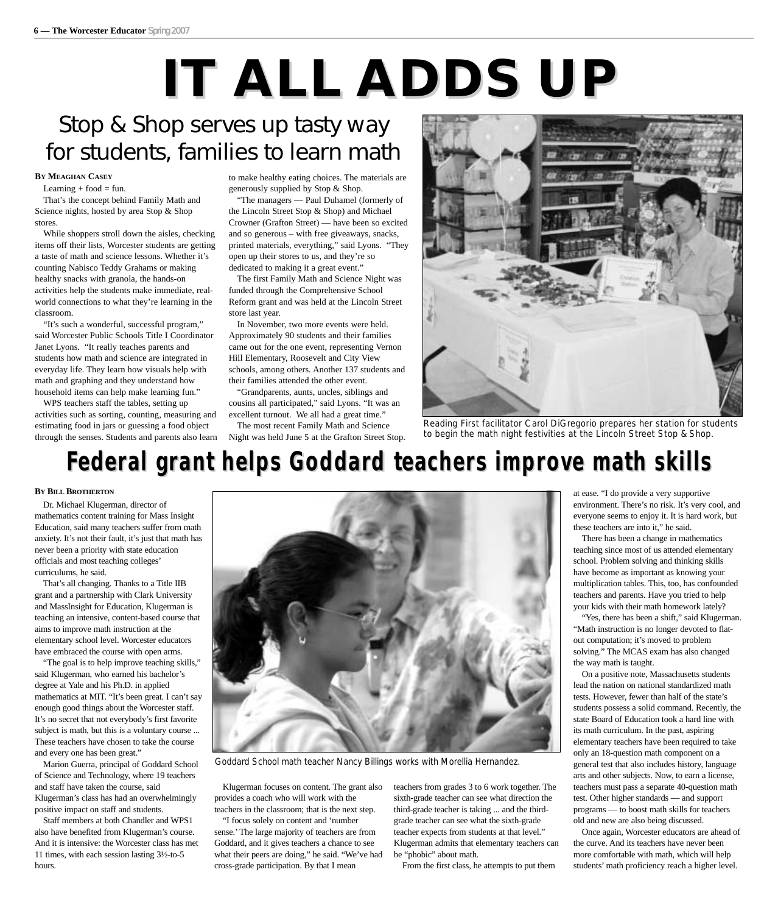# IT ALL ADDS UP

## Stop & Shop serves up tasty way for students, families to learn math

**By Meaghan Casey**

Learning + food = fun.

That's the concept behind Family Math and Science nights, hosted by area Stop & Shop stores.

While shoppers stroll down the aisles, checking items off their lists, Worcester students are getting a taste of math and science lessons. Whether it's counting Nabisco Teddy Grahams or making healthy snacks with granola, the hands-on activities help the students make immediate, real-world connections to what they're learning in the classroom.

"It's such a wonderful, successful program," said Worcester Public Schools Title I Coordinator Janet Lyons. "It really teaches parents and students how math and science are integrated in everyday life. They learn how visuals help with math and graphing and they understand how household items can help make learning fun."

WPS teachers staff the tables, setting up activities such as sorting, counting, measuring and estimating food in jars or guessing a food object through the senses. Students and parents also learn to make healthy eating choices. The materials are generously supplied by Stop & Shop.

"The managers — Paul Duhamel (formerly of the Lincoln Street Stop & Shop) and Michael Crowner (Grafton Street) — have been so excited and so generous – with free giveaways, snacks, printed materials, everything," said Lyons. "They open up their stores to us, and they're so dedicated to making it a great event."

The first Family Math and Science Night was funded through the Comprehensive School Reform grant and was held at the Lincoln Street store last year.

In November, two more events were held. Approximately 90 students and their families came out for the one event, representing Vernon Hill Elementary, Roosevelt and City View schools, among others. Another 137 students and their families attended the other event.

"Grandparents, aunts, uncles, siblings and cousins all participated," said Lyons. "It was an excellent turnout. We all had a great time."

The most recent Family Math and Science Night was held June 5 at the Grafton Street Stop.

Reading First facilitator Carol DiGregorio prepares her station for students to begin the math night festivities at the Lincoln Street Stop & Shop.

# Federal grant helps Goddard teachers improve math skills

**By Bill Brotherton**

Dr. Michael Klugerman, director of mathematics content training for Mass Insight Education, said many teachers suffer from math anxiety. It's not their fault, it's just that math has never been a priority with state education officials and most teaching colleges' curriculums, he said.

That's all changing. Thanks to a Title IIB grant and a partnership with Clark University and MassInsight for Education, Klugerman is teaching an intensive, content-based course that aims to improve math instruction at the elementary school level. Worcester educators have embraced the course with open arms.

"The goal is to help improve teaching skills," said Klugerman, who earned his bachelor's degree at Yale and his Ph.D. in applied mathematics at MIT. "It's been great. I can't say enough good things about the Worcester staff. It's no secret that not everybody's first favorite subject is math, but this is a voluntary course ... These teachers have chosen to take the course and every one has been great."

Marion Guerra, principal of Goddard School of Science and Technology, where 19 teachers and staff have taken the course, said Klugerman's class has had an overwhelmingly positive impact on staff and students.

Staff members at both Chandler and WPS1 also have benefited from Klugerman's course. And it is intensive: the Worcester class has met 11 times, with each session lasting 3½-to-5 hours.

Goddard School math teacher Nancy Billings works with Morellia Hernandez.

Klugerman focuses on content. The grant also provides a coach who will work with the teachers in the classroom; that is the next step.

"I focus solely on content and 'number sense.' The large majority of teachers are from Goddard, and it gives teachers a chance to see what their peers are doing," he said. "We've had cross-grade participation. By that I mean teachers from grades 3 to 6 work together. The sixth-grade teacher can see what direction the third-grade teacher is taking ... and the third-grade teacher can see what the sixth-grade teacher expects from students at that level." Klugerman admits that elementary teachers can be "phobic" about math.

From the first class, he attempts to put them at ease. "I do provide a very supportive environment. There's no risk. It's very cool, and everyone seems to enjoy it. It is hard work, but these teachers are into it," he said.

There has been a change in mathematics teaching since most of us attended elementary school. Problem solving and thinking skills have become as important as knowing your multiplication tables. This, too, has confounded teachers and parents. Have you tried to help your kids with their math homework lately?

"Yes, there has been a shift," said Klugerman. "Math instruction is no longer devoted to flat-out computation; it's moved to problem solving." The MCAS exam has also changed the way math is taught.

On a positive note, Massachusetts students lead the nation on national standardized math tests. However, fewer than half of the state's students possess a solid command. Recently, the state Board of Education took a hard line with its math curriculum. In the past, aspiring elementary teachers have been required to take only an 18-question math component on a general test that also includes history, language arts and other subjects. Now, to earn a license, teachers must pass a separate 40-question math test. Other higher standards — and support programs — to boost math skills for teachers old and new are also being discussed.

Once again, Worcester educators are ahead of the curve. And its teachers have never been more comfortable with math, which will help students' math proficiency reach a higher level.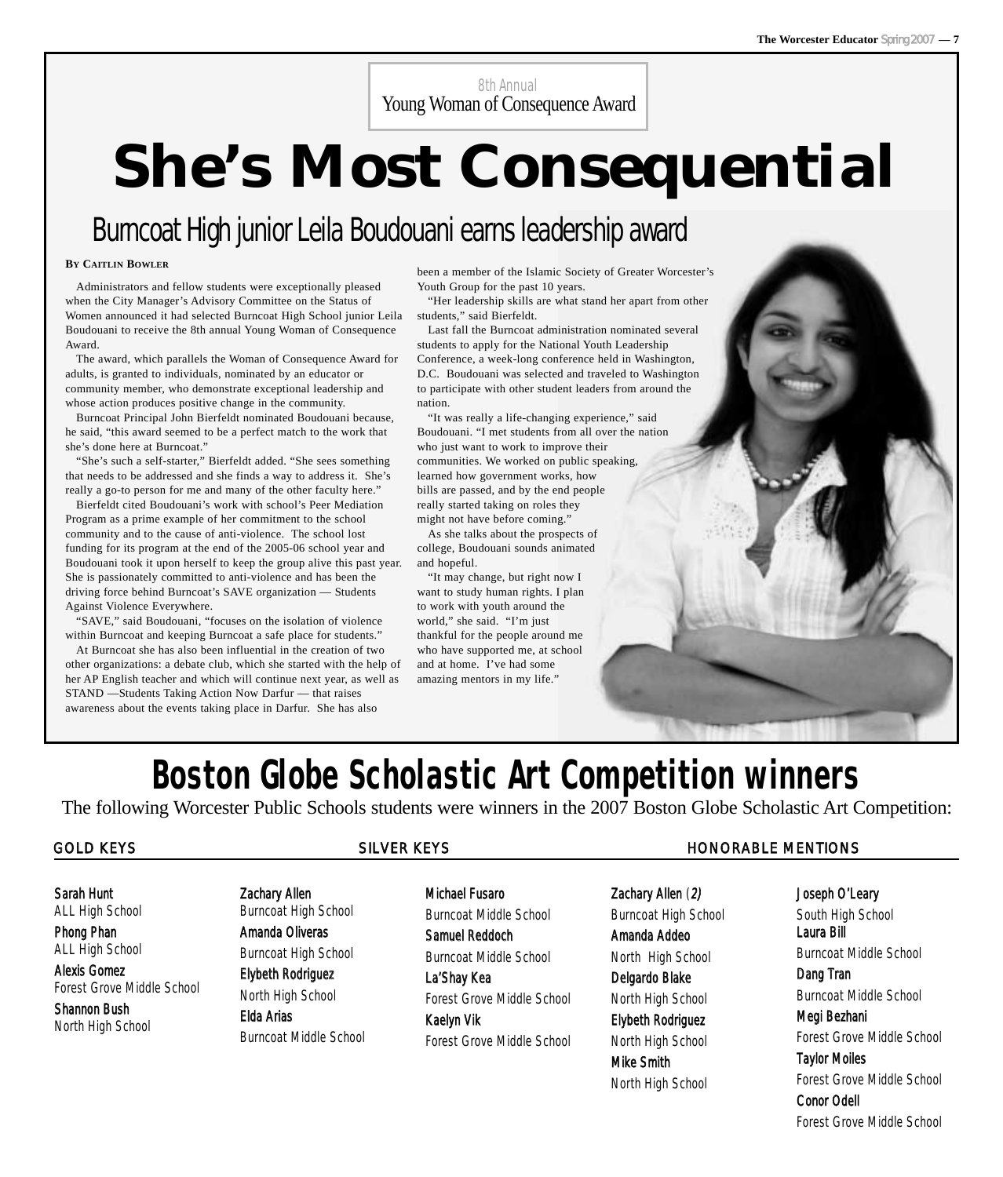8th Annual
Young Woman of Consequence Award

# She's Most Consequential

## Burncoat High junior Leila Boudouani earns leadership award

**By Caitlin Bowler**

Administrators and fellow students were exceptionally pleased when the City Manager's Advisory Committee on the Status of Women announced it had selected Burncoat High School junior Leila Boudouani to receive the 8th annual Young Woman of Consequence Award.

The award, which parallels the Woman of Consequence Award for adults, is granted to individuals, nominated by an educator or community member, who demonstrate exceptional leadership and whose action produces positive change in the community.

Burncoat Principal John Bierfeldt nominated Boudouani because, he said, "this award seemed to be a perfect match to the work that she's done here at Burncoat."

"She's such a self-starter," Bierfeldt added. "She sees something that needs to be addressed and she finds a way to address it. She's really a go-to person for me and many of the other faculty here."

Bierfeldt cited Boudouani's work with school's Peer Mediation Program as a prime example of her commitment to the school community and to the cause of anti-violence. The school lost funding for its program at the end of the 2005-06 school year and Boudouani took it upon herself to keep the group alive this past year. She is passionately committed to anti-violence and has been the driving force behind Burncoat's SAVE organization — Students Against Violence Everywhere.

"SAVE," said Boudouani, "focuses on the isolation of violence within Burncoat and keeping Burncoat a safe place for students."

At Burncoat she has also been influential in the creation of two other organizations: a debate club, which she started with the help of her AP English teacher and which will continue next year, as well as STAND —Students Taking Action Now Darfur — that raises awareness about the events taking place in Darfur. She has also been a member of the Islamic Society of Greater Worcester's Youth Group for the past 10 years.

"Her leadership skills are what stand her apart from other students," said Bierfeldt.

Last fall the Burncoat administration nominated several students to apply for the National Youth Leadership Conference, a week-long conference held in Washington, D.C. Boudouani was selected and traveled to Washington to participate with other student leaders from around the nation.

"It was really a life-changing experience," said Boudouani. "I met students from all over the nation who just want to work to improve their communities. We worked on public speaking, learned how government works, how bills are passed, and by the end people really started taking on roles they might not have before coming."

As she talks about the prospects of college, Boudouani sounds animated and hopeful.

"It may change, but right now I want to study human rights. I plan to work with youth around the world," she said. "I'm just thankful for the people around me who have supported me, at school and at home. I've had some amazing mentors in my life."

# Boston Globe Scholastic Art Competition winners

The following Worcester Public Schools students were winners in the 2007 Boston Globe Scholastic Art Competition:

### GOLD KEYS

**Sarah Hunt**
ALL High School

**Phong Phan**
ALL High School

**Alexis Gomez**
Forest Grove Middle School

**Shannon Bush**
North High School

### SILVER KEYS

**Zachary Allen**
Burncoat High School

**Amanda Oliveras**
Burncoat High School

**Elybeth Rodriguez**
North High School

**Elda Arias**
Burncoat Middle School

**Michael Fusaro**
Burncoat Middle School

**Samuel Reddoch**
Burncoat Middle School

**La'Shay Kea**
Forest Grove Middle School

**Kaelyn Vik**
Forest Grove Middle School

### HONORABLE MENTIONS

**Zachary Allen** (*2*)
Burncoat High School

**Amanda Addeo**
North High School

**Delgardo Blake**
North High School

**Elybeth Rodriguez**
North High School

**Mike Smith**
North High School

**Joseph O'Leary**
South High School

**Laura Bill**
Burncoat Middle School

**Dang Tran**
Burncoat Middle School

**Megi Bezhani**
Forest Grove Middle School

**Taylor Moiles**
Forest Grove Middle School

**Conor Odell**
Forest Grove Middle School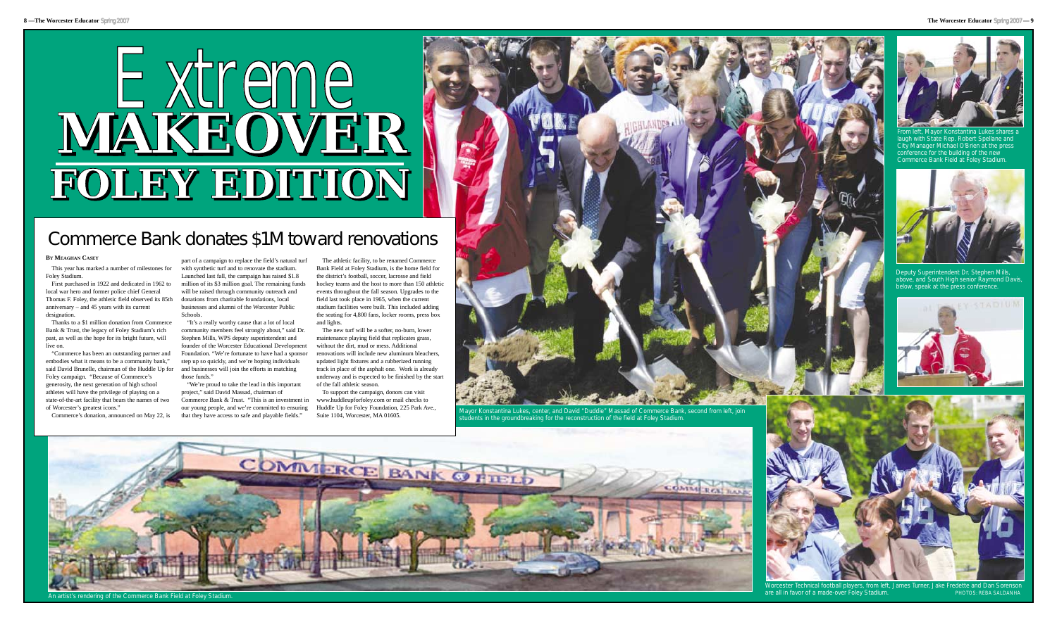# Extreme MAKEOVER FOLEY EDITION

## Commerce Bank donates $1M toward renovations

**By Meaghan Casey**

This year has marked a number of milestones for Foley Stadium.

First purchased in 1922 and dedicated in 1962 to local war hero and former police chief General Thomas F. Foley, the athletic field observed its 85th anniversary – and 45 years with its current designation.

Thanks to a $1 million donation from Commerce Bank & Trust, the legacy of Foley Stadium's rich past, as well as the hope for its bright future, will live on.

"Commerce has been an outstanding partner and embodies what it means to be a community bank," said David Brunelle, chairman of the Huddle Up for Foley campaign. "Because of Commerce's generosity, the next generation of high school athletes will have the privilege of playing on a state-of-the-art facility that bears the names of two of Worcester's greatest icons."

Commerce's donation, announced on May 22, is part of a campaign to replace the field's natural turf with synthetic turf and to renovate the stadium. Launched last fall, the campaign has raised $1.8 million of its $3 million goal. The remaining funds will be raised through community outreach and donations from charitable foundations, local businesses and alumni of the Worcester Public Schools.

"It's a really worthy cause that a lot of local community members feel strongly about," said Dr. Stephen Mills, WPS deputy superintendent and founder of the Worcester Educational Development Foundation. "We're fortunate to have had a sponsor step up so quickly, and we're hoping individuals and businesses will join the efforts in matching those funds."

"We're proud to take the lead in this important project," said David Massad, chairman of Commerce Bank & Trust. "This is an investment in our young people, and we're committed to ensuring that they have access to safe and playable fields."

The athletic facility, to be renamed Commerce Bank Field at Foley Stadium, is the home field for the district's football, soccer, lacrosse and field hockey teams and the host to more than 150 athletic events throughout the fall season. Upgrades to the field last took place in 1965, when the current stadium facilities were built. This included adding the seating for 4,800 fans, locker rooms, press box and lights.

The new turf will be a softer, no-burn, lower maintenance playing field that replicates grass, without the dirt, mud or mess. Additional renovations will include new aluminum bleachers, updated light fixtures and a rubberized running track in place of the asphalt one. Work is already underway and is expected to be finished by the start of the fall athletic season.

To support the campaign, donors can visit www.huddleupforfoley.com or mail checks to Huddle Up for Foley Foundation, 225 Park Ave., Suite 1104, Worcester, MA 01605.

Mayor Konstantina Lukes, center, and David "Duddie" Massad of Commerce Bank, second from left, join students in the groundbreaking for the reconstruction of the field at Foley Stadium.

From left, Mayor Konstantina Lukes shares a laugh with State Rep. Robert Spellane and City Manager Michael O'Brien at the press conference for the building of the new Commerce Bank Field at Foley Stadium.

Deputy Superintendent Dr. Stephen Mills, above, and South High senior Raymond Davis, below, speak at the press conference.

An artist's rendering of the Commerce Bank Field at Foley Stadium.

Worcester Technical football players, from left, James Turner, Jake Fredette and Dan Sorenson are all in favor of a made-over Foley Stadium.

PHOTOS: REBA SALDANHA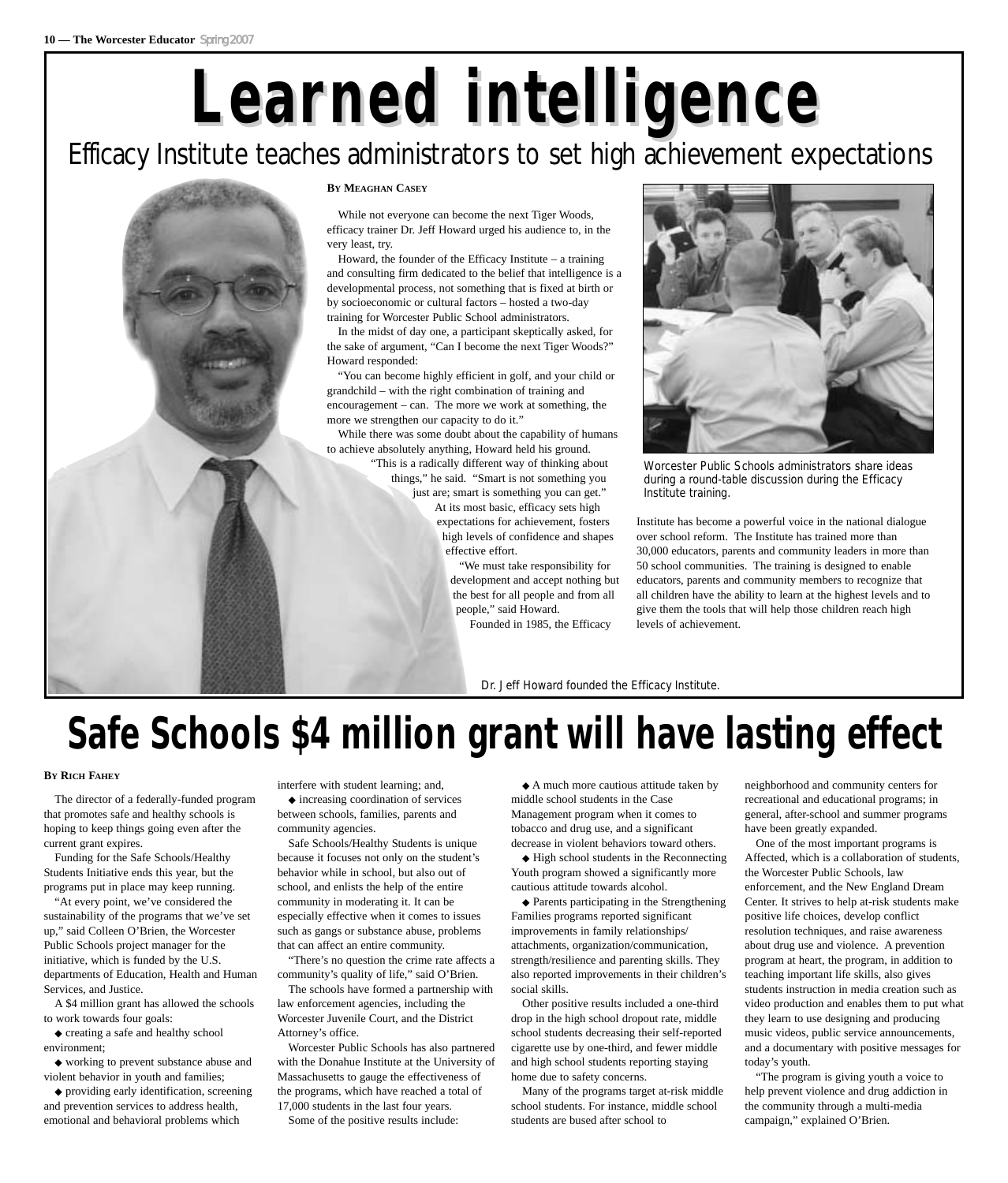# Learned intelligence

## Efficacy Institute teaches administrators to set high achievement expectations

**By Meaghan Casey**

While not everyone can become the next Tiger Woods, efficacy trainer Dr. Jeff Howard urged his audience to, in the very least, try.

Howard, the founder of the Efficacy Institute – a training and consulting firm dedicated to the belief that intelligence is a developmental process, not something that is fixed at birth or by socioeconomic or cultural factors – hosted a two-day training for Worcester Public School administrators.

In the midst of day one, a participant skeptically asked, for the sake of argument, "Can I become the next Tiger Woods?" Howard responded:

"You can become highly efficient in golf, and your child or grandchild – with the right combination of training and encouragement – can. The more we work at something, the more we strengthen our capacity to do it."

While there was some doubt about the capability of humans to achieve absolutely anything, Howard held his ground.

"This is a radically different way of thinking about things," he said. "Smart is not something you just are; smart is something you can get."

At its most basic, efficacy sets high expectations for achievement, fosters high levels of confidence and shapes effective effort.

"We must take responsibility for development and accept nothing but the best for all people and from all people," said Howard.

Founded in 1985, the Efficacy Institute has become a powerful voice in the national dialogue over school reform. The Institute has trained more than 30,000 educators, parents and community leaders in more than 50 school communities. The training is designed to enable educators, parents and community members to recognize that all children have the ability to learn at the highest levels and to give them the tools that will help those children reach high levels of achievement.

Worcester Public Schools administrators share ideas during a round-table discussion during the Efficacy Institute training.

Dr. Jeff Howard founded the Efficacy Institute.

# Safe Schools $4 million grant will have lasting effect

**By Rich Fahey**

The director of a federally-funded program that promotes safe and healthy schools is hoping to keep things going even after the current grant expires.

Funding for the Safe Schools/Healthy Students Initiative ends this year, but the programs put in place may keep running.

"At every point, we've considered the sustainability of the programs that we've set up," said Colleen O'Brien, the Worcester Public Schools project manager for the initiative, which is funded by the U.S. departments of Education, Health and Human Services, and Justice.

A $4 million grant has allowed the schools to work towards four goals:

- creating a safe and healthy school environment;
- working to prevent substance abuse and violent behavior in youth and families;
- providing early identification, screening and prevention services to address health, emotional and behavioral problems which interfere with student learning; and,
- increasing coordination of services between schools, families, parents and community agencies.

Safe Schools/Healthy Students is unique because it focuses not only on the student's behavior while in school, but also out of school, and enlists the help of the entire community in moderating it. It can be especially effective when it comes to issues such as gangs or substance abuse, problems that can affect an entire community.

"There's no question the crime rate affects a community's quality of life," said O'Brien.

The schools have formed a partnership with law enforcement agencies, including the Worcester Juvenile Court, and the District Attorney's office.

Worcester Public Schools has also partnered with the Donahue Institute at the University of Massachusetts to gauge the effectiveness of the programs, which have reached a total of 17,000 students in the last four years.

Some of the positive results include:

- A much more cautious attitude taken by middle school students in the Case Management program when it comes to tobacco and drug use, and a significant decrease in violent behaviors toward others.
- High school students in the Reconnecting Youth program showed a significantly more cautious attitude towards alcohol.
- Parents participating in the Strengthening Families programs reported significant improvements in family relationships/attachments, organization/communication, strength/resilience and parenting skills. They also reported improvements in their children's social skills.

Other positive results included a one-third drop in the high school dropout rate, middle school students decreasing their self-reported cigarette use by one-third, and fewer middle and high school students reporting staying home due to safety concerns.

Many of the programs target at-risk middle school students. For instance, middle school students are bused after school to neighborhood and community centers for recreational and educational programs; in general, after-school and summer programs have been greatly expanded.

One of the most important programs is Affected, which is a collaboration of students, the Worcester Public Schools, law enforcement, and the New England Dream Center. It strives to help at-risk students make positive life choices, develop conflict resolution techniques, and raise awareness about drug use and violence. A prevention program at heart, the program, in addition to teaching important life skills, also gives students instruction in media creation such as video production and enables them to put what they learn to use designing and producing music videos, public service announcements, and a documentary with positive messages for today's youth.

"The program is giving youth a voice to help prevent violence and drug addiction in the community through a multi-media campaign," explained O'Brien.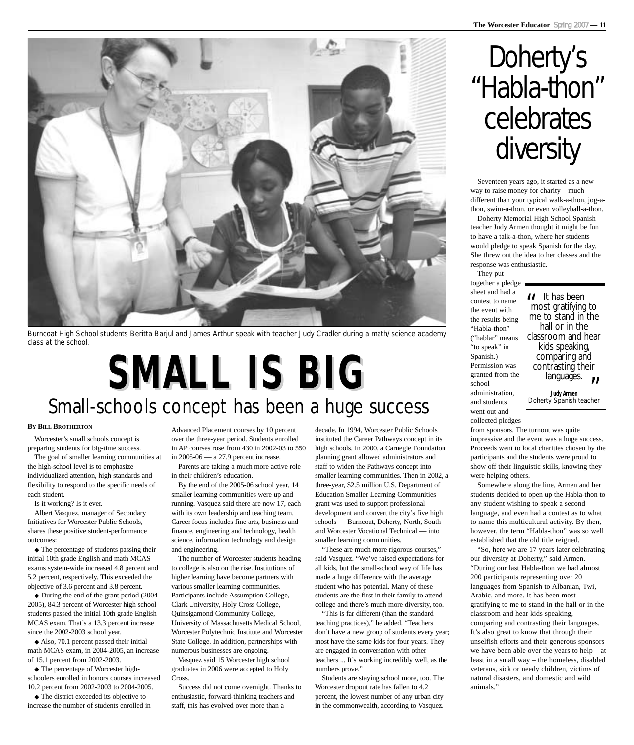Burncoat High School students Beritta Barjul and James Arthur speak with teacher Judy Cradler during a math/science academy class at the school.

# SMALL IS BIG

## Small-schools concept has been a huge success

**By Bill Brotherton**

Worcester's small schools concept is preparing students for big-time success.

The goal of smaller learning communities at the high-school level is to emphasize individualized attention, high standards and flexibility to respond to the specific needs of each student.

Is it working? Is it ever.

Albert Vasquez, manager of Secondary Initiatives for Worcester Public Schools, shares these positive student-performance outcomes:

- The percentage of students passing their initial 10th grade English and math MCAS exams system-wide increased 4.8 percent and 5.2 percent, respectively. This exceeded the objective of 3.6 percent and 3.8 percent.
- During the end of the grant period (2004-2005), 84.3 percent of Worcester high school students passed the initial 10th grade English MCAS exam. That's a 13.3 percent increase since the 2002-2003 school year.
- Also, 70.1 percent passed their initial math MCAS exam, in 2004-2005, an increase of 15.1 percent from 2002-2003.
- The percentage of Worcester high-schoolers enrolled in honors courses increased 10.2 percent from 2002-2003 to 2004-2005.
- The district exceeded its objective to increase the number of students enrolled in Advanced Placement courses by 10 percent over the three-year period. Students enrolled in AP courses rose from 430 in 2002-03 to 550 in 2005-06 — a 27.9 percent increase.

Parents are taking a much more active role in their children's education.

By the end of the 2005-06 school year, 14 smaller learning communities were up and running. Vasquez said there are now 17, each with its own leadership and teaching team. Career focus includes fine arts, business and finance, engineering and technology, health science, information technology and design and engineering.

The number of Worcester students heading to college is also on the rise. Institutions of higher learning have become partners with various smaller learning communities. Participants include Assumption College, Clark University, Holy Cross College, Quinsigamond Community College, University of Massachusetts Medical School, Worcester Polytechnic Institute and Worcester State College. In addition, partnerships with numerous businesses are ongoing.

Vasquez said 15 Worcester high school graduates in 2006 were accepted to Holy Cross.

Success did not come overnight. Thanks to enthusiastic, forward-thinking teachers and staff, this has evolved over more than a decade. In 1994, Worcester Public Schools instituted the Career Pathways concept in its high schools. In 2000, a Carnegie Foundation planning grant allowed administrators and staff to widen the Pathways concept into smaller learning communities. Then in 2002, a three-year, $2.5 million U.S. Department of Education Smaller Learning Communities grant was used to support professional development and convert the city's five high schools — Burncoat, Doherty, North, South and Worcester Vocational Technical — into smaller learning communities.

"These are much more rigorous courses," said Vasquez. "We've raised expectations for all kids, but the small-school way of life has made a huge difference with the average student who has potential. Many of these students are the first in their family to attend college and there's much more diversity, too.

"This is far different (than the standard teaching practices)," he added. "Teachers don't have a new group of students every year; most have the same kids for four years. They are engaged in conversation with other teachers ... It's working incredibly well, as the numbers prove."

Students are staying school more, too. The Worcester dropout rate has fallen to 4.2 percent, the lowest number of any urban city in the commonwealth, according to Vasquez.

# Doherty's "Habla-thon" celebrates diversity

Seventeen years ago, it started as a new way to raise money for charity – much different than your typical walk-a-thon, jog-a-thon, swim-a-thon, or even volleyball-a-thon.

Doherty Memorial High School Spanish teacher Judy Armen thought it might be fun to have a talk-a-thon, where her students would pledge to speak Spanish for the day. She threw out the idea to her classes and the response was enthusiastic.

They put together a pledge sheet and had a contest to name the event with the results being "Habla-thon" ("hablar" means "to speak" in Spanish.) Permission was granted from the school administration, and students went out and collected pledges from sponsors. The turnout was quite impressive and the event was a huge success. Proceeds went to local charities chosen by the participants and the students were proud to show off their linguistic skills, knowing they were helping others.

> "It has been most gratifying to me to stand in the hall or in the classroom and hear kids speaking, comparing and contrasting their languages."
>
> **Judy Armen**
> Doherty Spanish teacher

Somewhere along the line, Armen and her students decided to open up the Habla-thon to any student wishing to speak a second language, and even had a contest as to what to name this multicultural activity. By then, however, the term "Habla-thon" was so well established that the old title reigned.

"So, here we are 17 years later celebrating our diversity at Doherty," said Armen. "During our last Habla-thon we had almost 200 participants representing over 20 languages from Spanish to Albanian, Twi, Arabic, and more. It has been most gratifying to me to stand in the hall or in the classroom and hear kids speaking, comparing and contrasting their languages. It's also great to know that through their unselfish efforts and their generous sponsors we have been able over the years to help – at least in a small way – the homeless, disabled veterans, sick or needy children, victims of natural disasters, and domestic and wild animals."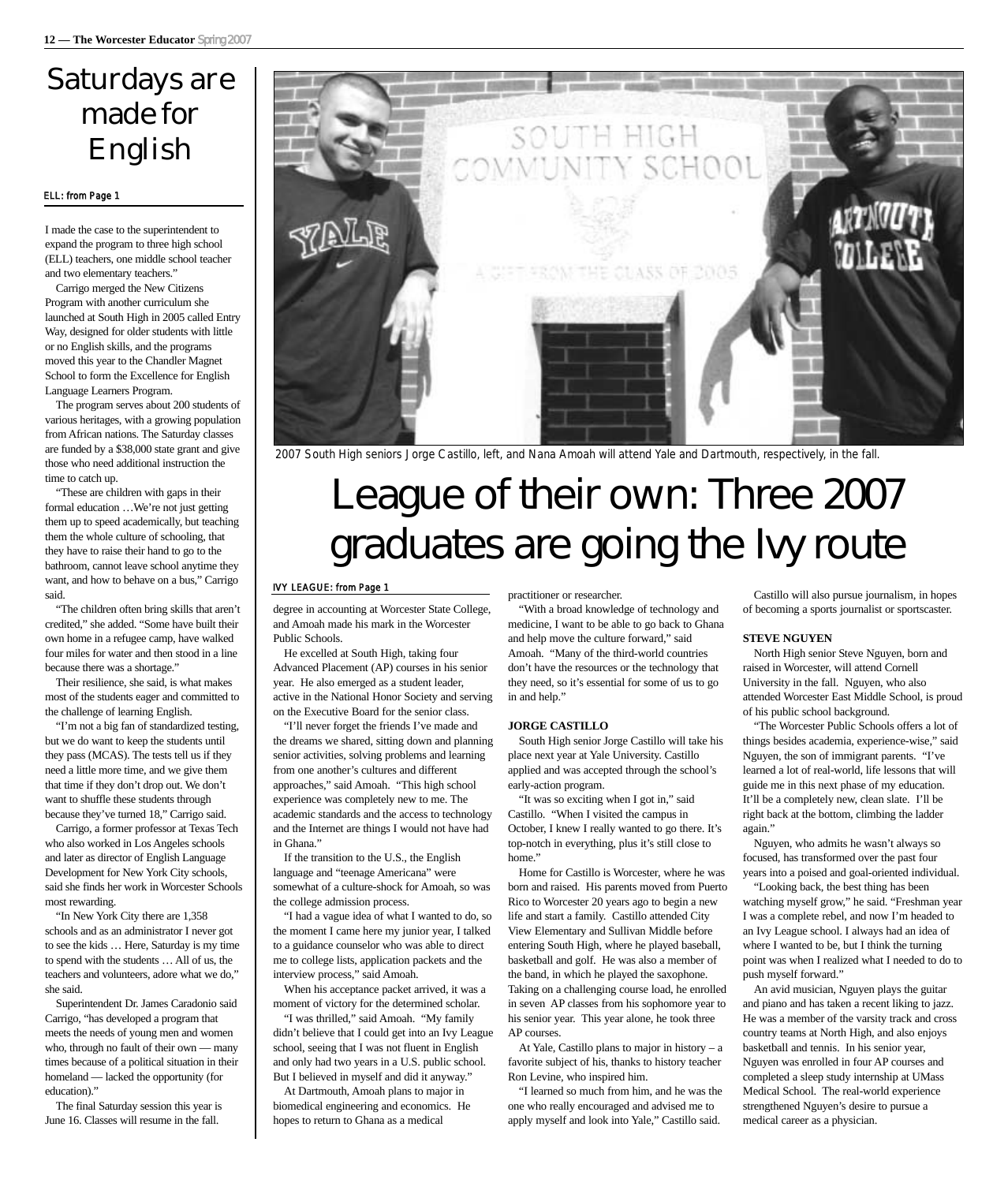# Saturdays are made for English

**ELL: from Page 1**

I made the case to the superintendent to expand the program to three high school (ELL) teachers, one middle school teacher and two elementary teachers."

Carrigo merged the New Citizens Program with another curriculum she launched at South High in 2005 called Entry Way, designed for older students with little or no English skills, and the programs moved this year to the Chandler Magnet School to form the Excellence for English Language Learners Program.

The program serves about 200 students of various heritages, with a growing population from African nations. The Saturday classes are funded by a $38,000 state grant and give those who need additional instruction the time to catch up.

"These are children with gaps in their formal education …We're not just getting them up to speed academically, but teaching them the whole culture of schooling, that they have to raise their hand to go to the bathroom, cannot leave school anytime they want, and how to behave on a bus," Carrigo said.

"The children often bring skills that aren't credited," she added. "Some have built their own home in a refugee camp, have walked four miles for water and then stood in a line because there was a shortage."

Their resilience, she said, is what makes most of the students eager and committed to the challenge of learning English.

"I'm not a big fan of standardized testing, but we do want to keep the students until they pass (MCAS). The tests tell us if they need a little more time, and we give them that time if they don't drop out. We don't want to shuffle these students through because they've turned 18," Carrigo said.

Carrigo, a former professor at Texas Tech who also worked in Los Angeles schools and later as director of English Language Development for New York City schools, said she finds her work in Worcester Schools most rewarding.

"In New York City there are 1,358 schools and as an administrator I never got to see the kids … Here, Saturday is my time to spend with the students … All of us, the teachers and volunteers, adore what we do," she said.

Superintendent Dr. James Caradonio said Carrigo, "has developed a program that meets the needs of young men and women who, through no fault of their own — many times because of a political situation in their homeland — lacked the opportunity (for education)."

The final Saturday session this year is June 16. Classes will resume in the fall.

2007 South High seniors Jorge Castillo, left, and Nana Amoah will attend Yale and Dartmouth, respectively, in the fall.

# League of their own: Three 2007 graduates are going the Ivy route

**IVY LEAGUE: from Page 1**

degree in accounting at Worcester State College, and Amoah made his mark in the Worcester Public Schools.

He excelled at South High, taking four Advanced Placement (AP) courses in his senior year. He also emerged as a student leader, active in the National Honor Society and serving on the Executive Board for the senior class.

"I'll never forget the friends I've made and the dreams we shared, sitting down and planning senior activities, solving problems and learning from one another's cultures and different approaches," said Amoah. "This high school experience was completely new to me. The academic standards and the access to technology and the Internet are things I would not have had in Ghana."

If the transition to the U.S., the English language and "teenage Americana" were somewhat of a culture-shock for Amoah, so was the college admission process.

"I had a vague idea of what I wanted to do, so the moment I came here my junior year, I talked to a guidance counselor who was able to direct me to college lists, application packets and the interview process," said Amoah.

When his acceptance packet arrived, it was a moment of victory for the determined scholar.

"I was thrilled," said Amoah. "My family didn't believe that I could get into an Ivy League school, seeing that I was not fluent in English and only had two years in a U.S. public school. But I believed in myself and did it anyway."

At Dartmouth, Amoah plans to major in biomedical engineering and economics. He hopes to return to Ghana as a medical practitioner or researcher.

"With a broad knowledge of technology and medicine, I want to be able to go back to Ghana and help move the culture forward," said Amoah. "Many of the third-world countries don't have the resources or the technology that they need, so it's essential for some of us to go in and help."

**JORGE CASTILLO**

South High senior Jorge Castillo will take his place next year at Yale University. Castillo applied and was accepted through the school's early-action program.

"It was so exciting when I got in," said Castillo. "When I visited the campus in October, I knew I really wanted to go there. It's top-notch in everything, plus it's still close to home."

Home for Castillo is Worcester, where he was born and raised. His parents moved from Puerto Rico to Worcester 20 years ago to begin a new life and start a family. Castillo attended City View Elementary and Sullivan Middle before entering South High, where he played baseball, basketball and golf. He was also a member of the band, in which he played the saxophone. Taking on a challenging course load, he enrolled in seven AP classes from his sophomore year to his senior year. This year alone, he took three AP courses.

At Yale, Castillo plans to major in history – a favorite subject of his, thanks to history teacher Ron Levine, who inspired him.

"I learned so much from him, and he was the one who really encouraged and advised me to apply myself and look into Yale," Castillo said.

Castillo will also pursue journalism, in hopes of becoming a sports journalist or sportscaster.

**STEVE NGUYEN**

North High senior Steve Nguyen, born and raised in Worcester, will attend Cornell University in the fall. Nguyen, who also attended Worcester East Middle School, is proud of his public school background.

"The Worcester Public Schools offers a lot of things besides academia, experience-wise," said Nguyen. "I've learned a lot of real-world, life lessons that will guide me in this next phase of my education. It'll be a completely new, clean slate. I'll be right back at the bottom, climbing the ladder again."

Nguyen, who admits he wasn't always so focused, has transformed over the past four years into a poised and goal-oriented individual.

"Looking back, the best thing has been watching myself grow," he said. "Freshman year I was a complete rebel, and now I'm headed to an Ivy League school. I always had an idea of where I wanted to be, but I think the turning point was when I realized what I needed to do to push myself forward."

An avid musician, Nguyen plays the guitar and piano and has taken a recent liking to jazz. He was a member of the varsity track and cross country teams at North High, and also enjoys basketball and tennis. In his senior year, Nguyen was enrolled in four AP courses and completed a sleep study internship at UMass Medical School. The real-world experience strengthened Nguyen's desire to pursue a medical career as a physician.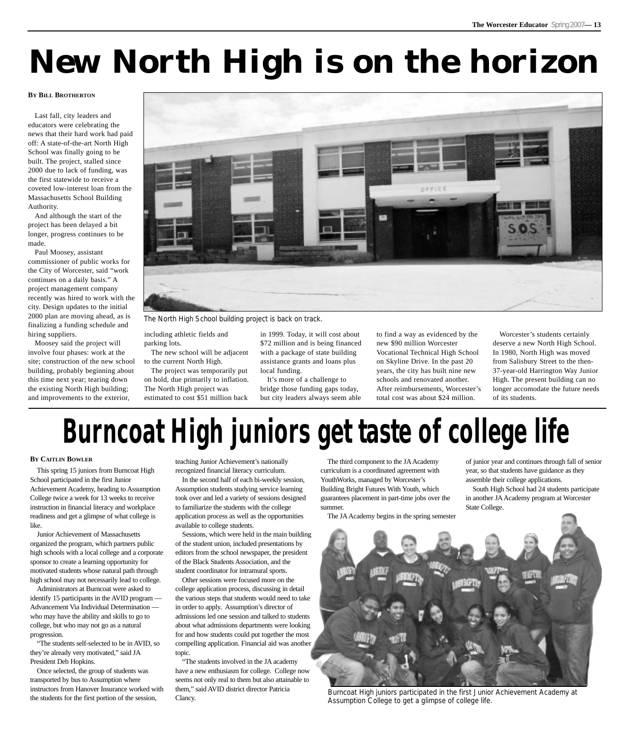# New North High is on the horizon

**By Bill Brotherton**

Last fall, city leaders and educators were celebrating the news that their hard work had paid off: A state-of-the-art North High School was finally going to be built. The project, stalled since 2000 due to lack of funding, was the first statewide to receive a coveted low-interest loan from the Massachusetts School Building Authority.

And although the start of the project has been delayed a bit longer, progress continues to be made.

Paul Moosey, assistant commissioner of public works for the City of Worcester, said "work continues on a daily basis." A project management company recently was hired to work with the city. Design updates to the initial 2000 plan are moving ahead, as is finalizing a funding schedule and hiring suppliers.

Moosey said the project will involve four phases: work at the site; construction of the new school building, probably beginning about this time next year; tearing down the existing North High building; and improvements to the exterior, including athletic fields and parking lots.

The new school will be adjacent to the current North High.

The project was temporarily put on hold, due primarily to inflation. The North High project was estimated to cost $51 million back in 1999. Today, it will cost about $72 million and is being financed with a package of state building assistance grants and loans plus local funding.

It's more of a challenge to bridge those funding gaps today, but city leaders always seem able to find a way as evidenced by the new $90 million Worcester Vocational Technical High School on Skyline Drive. In the past 20 years, the city has built nine new schools and renovated another. After reimbursements, Worcester's total cost was about $24 million.

Worcester's students certainly deserve a new North High School. In 1980, North High was moved from Salisbury Street to the then-37-year-old Harrington Way Junior High. The present building can no longer accomodate the future needs of its students.

The North High School building project is back on track.

# Burncoat High juniors get taste of college life

**By Caitlin Bowler**

This spring 15 juniors from Burncoat High School participated in the first Junior Achievement Academy, heading to Assumption College twice a week for 13 weeks to receive instruction in financial literacy and workplace readiness and get a glimpse of what college is like.

Junior Achievement of Massachusetts organized the program, which partners public high schools with a local college and a corporate sponsor to create a learning opportunity for motivated students whose natural path through high school may not necessarily lead to college.

Administrators at Burncoat were asked to identify 15 participants in the AVID program — Advancement Via Individual Determination — who may have the ability and skills to go to college, but who may not go as a natural progression.

"The students self-selected to be in AVID, so they're already very motivated," said JA President Deb Hopkins.

Once selected, the group of students was transported by bus to Assumption where instructors from Hanover Insurance worked with the students for the first portion of the session, teaching Junior Achievement's nationally recognized financial literacy curriculum.

In the second half of each bi-weekly session, Assumption students studying service learning took over and led a variety of sessions designed to familiarize the students with the college application process as well as the opportunities available to college students.

Sessions, which were held in the main building of the student union, included presentations by editors from the school newspaper, the president of the Black Students Association, and the student coordinator for intramural sports.

Other sessions were focused more on the college application process, discussing in detail the various steps that students would need to take in order to apply. Assumption's director of admissions led one session and talked to students about what admissions departments were looking for and how students could put together the most compelling application. Financial aid was another topic.

"The students involved in the JA academy have a new enthusiasm for college. College now seems not only real to them but also attainable to them," said AVID district director Patricia Clancy.

The third component to the JA Academy curriculum is a coordinated agreement with YouthWorks, managed by Worcester's Building Bright Futures With Youth, which guarantees placement in part-time jobs over the summer.

The JA Academy begins in the spring semester of junior year and continues through fall of senior year, so that students have guidance as they assemble their college applications.

South High School had 24 students participate in another JA Academy program at Worcester State College.

Burncoat High juniors participated in the first Junior Achievement Academy at Assumption College to get a glimpse of college life.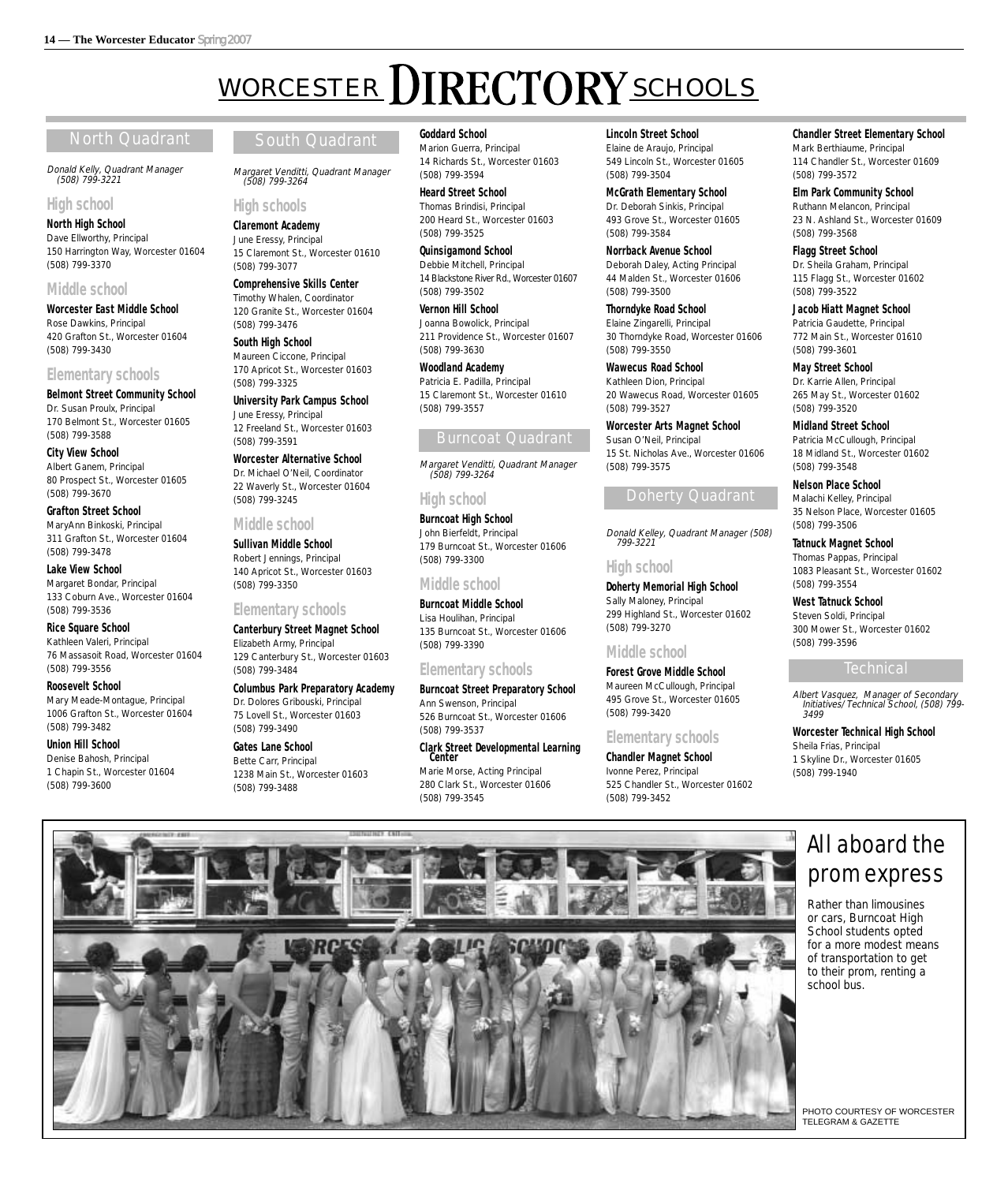# WORCESTER DIRECTORY SCHOOLS

## North Quadrant

*Donald Kelly, Quadrant Manager (508) 799-3221*

### High school

**North High School**
Dave Ellworthy, Principal
150 Harrington Way, Worcester 01604
(508) 799-3370

### Middle school

**Worcester East Middle School**
Rose Dawkins, Principal
420 Grafton St., Worcester 01604
(508) 799-3430

### Elementary schools

**Belmont Street Community School**
Dr. Susan Proulx, Principal
170 Belmont St., Worcester 01605
(508) 799-3588

**City View School**
Albert Ganem, Principal
80 Prospect St., Worcester 01605
(508) 799-3670

**Grafton Street School**
MaryAnn Binkoski, Principal
311 Grafton St., Worcester 01604
(508) 799-3478

**Lake View School**
Margaret Bondar, Principal
133 Coburn Ave., Worcester 01604
(508) 799-3536

**Rice Square School**
Kathleen Valeri, Principal
76 Massasoit Road, Worcester 01604
(508) 799-3556

**Roosevelt School**
Mary Meade-Montague, Principal
1006 Grafton St., Worcester 01604
(508) 799-3482

**Union Hill School**
Denise Bahosh, Principal
1 Chapin St., Worcester 01604
(508) 799-3600

## South Quadrant

*Margaret Venditti, Quadrant Manager (508) 799-3264*

### High schools

**Claremont Academy**
June Eressy, Principal
15 Claremont St., Worcester 01610
(508) 799-3077

**Comprehensive Skills Center**
Timothy Whalen, Coordinator
120 Granite St., Worcester 01604
(508) 799-3476

**South High School**
Maureen Ciccone, Principal
170 Apricot St., Worcester 01603
(508) 799-3325

**University Park Campus School**
June Eressy, Principal
12 Freeland St., Worcester 01603
(508) 799-3591

**Worcester Alternative School**
Dr. Michael O'Neil, Coordinator
22 Waverly St., Worcester 01604
(508) 799-3245

### Middle school

**Sullivan Middle School**
Robert Jennings, Principal
140 Apricot St., Worcester 01603
(508) 799-3350

### Elementary schools

**Canterbury Street Magnet School**
Elizabeth Army, Principal
129 Canterbury St., Worcester 01603
(508) 799-3484

**Columbus Park Preparatory Academy**
Dr. Dolores Gribouski, Principal
75 Lovell St., Worcester 01603
(508) 799-3490

**Gates Lane School**
Bette Carr, Principal
1238 Main St., Worcester 01603
(508) 799-3488

**Goddard School**
Marion Guerra, Principal
14 Richards St., Worcester 01603
(508) 799-3594

**Heard Street School**
Thomas Brindisi, Principal
200 Heard St., Worcester 01603
(508) 799-3525

**Quinsigamond School**
Debbie Mitchell, Principal
14 Blackstone River Rd., Worcester 01607
(508) 799-3502

**Vernon Hill School**
Joanna Bowolick, Principal
211 Providence St., Worcester 01607
(508) 799-3630

**Woodland Academy**
Patricia E. Padilla, Principal
15 Claremont St., Worcester 01610
(508) 799-3557

## Burncoat Quadrant

*Margaret Venditti, Quadrant Manager (508) 799-3264*

### High school

**Burncoat High School**
John Bierfeldt, Principal
179 Burncoat St., Worcester 01606
(508) 799-3300

### Middle school

**Burncoat Middle School**
Lisa Houlihan, Principal
135 Burncoat St., Worcester 01606
(508) 799-3390

### Elementary schools

**Burncoat Street Preparatory School**
Ann Swenson, Principal
526 Burncoat St., Worcester 01606
(508) 799-3537

**Clark Street Developmental Learning Center**
Marie Morse, Acting Principal
280 Clark St., Worcester 01606
(508) 799-3545

**Lincoln Street School**
Elaine de Araujo, Principal
549 Lincoln St., Worcester 01605
(508) 799-3504

**McGrath Elementary School**
Dr. Deborah Sinkis, Principal
493 Grove St., Worcester 01605
(508) 799-3584

**Norrback Avenue School**
Deborah Daley, Acting Principal
44 Malden St., Worcester 01606
(508) 799-3500

**Thorndyke Road School**
Elaine Zingarelli, Principal
30 Thorndyke Road, Worcester 01606
(508) 799-3550

**Wawecus Road School**
Kathleen Dion, Principal
20 Wawecus Road, Worcester 01605
(508) 799-3527

**Worcester Arts Magnet School**
Susan O'Neil, Principal
15 St. Nicholas Ave., Worcester 01606
(508) 799-3575

## Doherty Quadrant

*Donald Kelley, Quadrant Manager (508) 799-3221*

### High school

**Doherty Memorial High School**
Sally Maloney, Principal
299 Highland St., Worcester 01602
(508) 799-3270

### Middle school

**Forest Grove Middle School**
Maureen McCullough, Principal
495 Grove St., Worcester 01605
(508) 799-3420

### Elementary schools

**Chandler Magnet School**
Ivonne Perez, Principal
525 Chandler St., Worcester 01602
(508) 799-3452

**Chandler Street Elementary School**
Mark Berthiaume, Principal
114 Chandler St., Worcester 01609
(508) 799-3572

**Elm Park Community School**
Ruthann Melancon, Principal
23 N. Ashland St., Worcester 01609
(508) 799-3568

**Flagg Street School**
Dr. Sheila Graham, Principal
115 Flagg St., Worcester 01602
(508) 799-3522

**Jacob Hiatt Magnet School**
Patricia Gaudette, Principal
772 Main St., Worcester 01610
(508) 799-3601

**May Street School**
Dr. Karrie Allen, Principal
265 May St., Worcester 01602
(508) 799-3520

**Midland Street School**
Patricia McCullough, Principal
18 Midland St., Worcester 01602
(508) 799-3548

**Nelson Place School**
Malachi Kelley, Principal
35 Nelson Place, Worcester 01605
(508) 799-3506

**Tatnuck Magnet School**
Thomas Pappas, Principal
1083 Pleasant St., Worcester 01602
(508) 799-3554

**West Tatnuck School**
Steven Soldi, Principal
300 Mower St., Worcester 01602
(508) 799-3596

## Technical

*Albert Vasquez, Manager of Secondary Initiatives/Technical School, (508) 799-3499*

**Worcester Technical High School**
Sheila Frias, Principal
1 Skyline Dr., Worcester 01605
(508) 799-1940

## All aboard the prom express

Rather than limousines or cars, Burncoat High School students opted for a more modest means of transportation to get to their prom, renting a school bus.

PHOTO COURTESY OF WORCESTER TELEGRAM & GAZETTE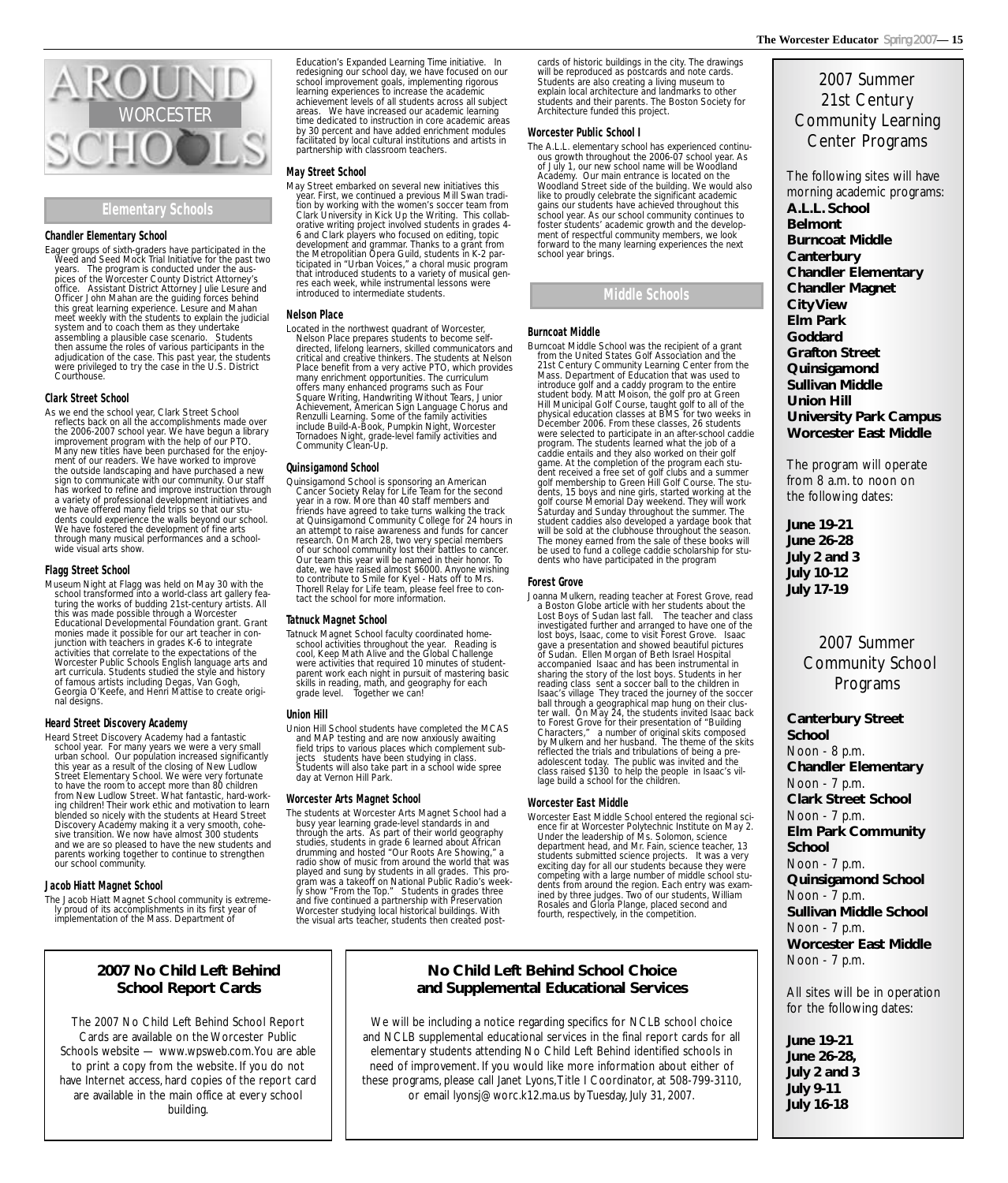# AROUND WORCESTER SCHOOLS

## Elementary Schools

### Chandler Elementary School

Eager groups of sixth-graders have participated in the Weed and Seed Mock Trial Initiative for the past two years. The program is conducted under the auspices of the Worcester County District Attorney's office. Assistant District Attorney Julie Lesure and Officer John Mahan are the guiding forces behind this great learning experience. Lesure and Mahan meet weekly with the students to explain the judicial system and to coach them as they undertake assembling a plausible case scenario. Students then assume the roles of various participants in the adjudication of the case. This past year, the students were privileged to try the case in the U.S. District Courthouse.

### Clark Street School

As we end the school year, Clark Street School reflects back on all the accomplishments made over the 2006-2007 school year. We have begun a library improvement program with the help of our PTO. Many new titles have been purchased for the enjoyment of our readers. We have worked to improve the outside landscaping and have purchased a new sign to communicate with our community. Our staff has worked to refine and improve instruction through a variety of professional development initiatives and we have offered many field trips so that our students could experience the walls beyond our school. We have fostered the development of fine arts through many musical performances and a schoolwide visual arts show.

### Flagg Street School

Museum Night at Flagg was held on May 30 with the school transformed into a world-class art gallery featuring the works of budding 21st-century artists. All this was made possible through a Worcester Educational Developmental Foundation grant. Grant monies made it possible for our art teacher in conjunction with teachers in grades K-6 to integrate activities that correlate to the expectations of the Worcester Public Schools English language arts and art curricula. Students studied the style and history of famous artists including Degas, Van Gogh, Georgia O'Keefe, and Henri Mattise to create original designs.

### Heard Street Discovery Academy

Heard Street Discovery Academy had a fantastic school year. For many years we were a very small urban school. Our population increased significantly this year as a result of the closing of New Ludlow Street Elementary School. We were very fortunate to have the room to accept more than 80 children from New Ludlow Street. What fantastic, hard-working children! Their work ethic and motivation to learn blended so nicely with the students at Heard Street Discovery Academy making it a very smooth, cohesive transition. We now have almost 300 students and we are so pleased to have the new students and parents working together to continue to strengthen our school community.

### Jacob Hiatt Magnet School

The Jacob Hiatt Magnet School community is extremely proud of its accomplishments in its first year of implementation of the Mass. Department of Education's Expanded Learning Time initiative. In redesigning our school day, we have focused on our school improvement goals, implementing rigorous learning experiences to increase the academic achievement levels of all students across all subject areas. We have increased our academic learning time dedicated to instruction in core academic areas by 30 percent and have added enrichment modules facilitated by local cultural institutions and artists in partnership with classroom teachers.

### May Street School

May Street embarked on several new initiatives this year. First, we continued a previous Mill Swan tradition by working with the women's soccer team from Clark University in Kick Up the Writing. This collaborative writing project involved students in grades 4-6 and Clark players who focused on editing, topic development and grammar. Thanks to a grant from the Metropolitan Opera Guild, students in K-2 participated in "Urban Voices," a choral music program that introduced students to a variety of musical genres each week, while instrumental lessons were introduced to intermediate students.

### Nelson Place

Located in the northwest quadrant of Worcester, Nelson Place prepares students to become self-directed, lifelong learners, skilled communicators and critical and creative thinkers. The students at Nelson Place benefit from a very active PTO, which provides many enrichment opportunities. The curriculum offers many enhanced programs such as Four Square Writing, Handwriting Without Tears, Junior Achievement, American Sign Language Chorus and Renzulli Learning. Some of the family activities include Build-A-Book, Pumpkin Night, Worcester Tornadoes Night, grade-level family activities and Community Clean-Up.

### Quinsigamond School

Quinsigamond School is sponsoring an American Cancer Society Relay for Life Team for the second year in a row. More than 40 staff members and friends have agreed to take turns walking the track at Quinsigamond Community College for 24 hours in an attempt to raise awareness and funds for cancer research. On March 28, two very special members of our school community lost their battles to cancer. Our team this year will be named in their honor. To date, we have raised almost $6000. Anyone wishing to contribute to Smile for Kyel - Hats off to Mrs. Thorell Relay for Life team, please feel free to contact the school for more information.

### Tatnuck Magnet School

Tatnuck Magnet School faculty coordinated home-school activities throughout the year. Reading is cool, Keep Math Alive and the Global Challenge were activities that required 10 minutes of student-parent work each night in pursuit of mastering basic skills in reading, math, and geography for each grade level. Together we can!

### Union Hill

Union Hill School students have completed the MCAS and MAP testing and are now anxiously awaiting field trips to various places which complement subjects students have been studying in class. Students will also take part in a school wide spree day at Vernon Hill Park.

### Worcester Arts Magnet School

The students at Worcester Arts Magnet School had a busy year learning grade-level standards in and through the arts. As part of their world geography studies, students in grade 6 learned about African drumming and hosted "Our Roots Are Showing," a radio show of music from around the world that was played and sung by students in all grades. This program was a takeoff on National Public Radio's weekly show "From the Top." Students in grades three and five continued a partnership with Preservation Worcester studying local historical buildings. With the visual arts teacher, students then created postcards of historic buildings in the city. The drawings will be reproduced as postcards and note cards. Students are also creating a living museum to explain local architecture and landmarks to other students and their parents. The Boston Society for Architecture funded this project.

### Worcester Public School I

The A.L.L. elementary school has experienced continuous growth throughout the 2006-07 school year. As of July 1, our new school name will be Woodland Academy. Our main entrance is located on the Woodland Street side of the building. We would also like to proudly celebrate the significant academic gains our students have achieved throughout this school year. As our school community continues to foster students' academic growth and the development of respectful community members, we look forward to the many learning experiences the next school year brings.

## Middle Schools

### Burncoat Middle

Burncoat Middle School was the recipient of a grant from the United States Golf Association and the 21st Century Community Learning Center from the Mass. Department of Education that was used to introduce golf and a caddy program to the entire student body. Matt Moison, the golf pro at Green Hill Municipal Golf Course, taught golf to all of the physical education classes at BMS for two weeks in December 2006. From these classes, 26 students were selected to participate in an after-school caddie program. The students learned what the job of a caddie entails and they also worked on their golf game. At the completion of the program each student received a free set of golf clubs and a summer golf membership to Green Hill Golf Course. The students, 15 boys and nine girls, started working at the golf course Memorial Day weekend. They will work Saturday and Sunday throughout the summer. The student caddies also developed a yardage book that will be sold at the clubhouse throughout the season. The money earned from the sale of these books will be used to fund a college caddie scholarship for students who have participated in the program

### Forest Grove

Joanna Mulkern, reading teacher at Forest Grove, read a Boston Globe article with her students about the Lost Boys of Sudan last fall. The teacher and class investigated further and arranged to have one of the lost boys, Isaac, come to visit Forest Grove. Isaac gave a presentation and showed beautiful pictures of Sudan. Ellen Morgan of Beth Israel Hospital accompanied Isaac and has been instrumental in sharing the story of the lost boys. Students in her reading class sent a soccer ball to the children in Isaac's village They traced the journey of the soccer ball through a geographical map hung on their cluster wall. On May 24, the students invited Isaac back to Forest Grove for their presentation of "Building Characters," a number of original skits composed by Mulkern and her husband. The theme of the skits reflected the trials and tribulations of being a pre-adolescent today. The public was invited and the class raised $130 to help the people in Isaac's village build a school for the children.

### Worcester East Middle

Worcester East Middle School entered the regional science fir at Worcester Polytechnic Institute on May 2. Under the leadership of Ms. Solomon, science department head, and Mr. Fain, science teacher, 13 students submitted science projects. It was a very exciting day for all our students because they were competing with a large number of middle school students from around the region. Each entry was examined by three judges. Two of our students, William Rosales and Gloria Plange, placed second and fourth, respectively, in the competition.

## 2007 No Child Left Behind School Report Cards

The 2007 No Child Left Behind School Report Cards are available on the Worcester Public Schools website — www.wpsweb.com. You are able to print a copy from the website. If you do not have Internet access, hard copies of the report card are available in the main office at every school building.

## No Child Left Behind School Choice and Supplemental Educational Services

We will be including a notice regarding specifics for NCLB school choice and NCLB supplemental educational services in the final report cards for all elementary students attending No Child Left Behind identified schools in need of improvement. If you would like more information about either of these programs, please call Janet Lyons, Title I Coordinator, at 508-799-3110, or email lyonsj@worc.k12.ma.us by Tuesday, July 31, 2007.

## 2007 Summer 21st Century Community Learning Center Programs

*The following sites will have morning academic programs:*

**A.L.L. School**
**Belmont**
**Burncoat Middle**
**Canterbury**
**Chandler Elementary**
**Chandler Magnet**
**City View**
**Elm Park**
**Goddard**
**Grafton Street**
**Quinsigamond**
**Sullivan Middle**
**Union Hill**
**University Park Campus**
**Worcester East Middle**

*The program will operate from 8 a.m. to noon on the following dates:*

**June 19-21**
**June 26-28**
**July 2 and 3**
**July 10-12**
**July 17-19**

## 2007 Summer Community School Programs

**Canterbury Street School**
Noon - 8 p.m.
**Chandler Elementary**
Noon - 7 p.m.
**Clark Street School**
Noon - 7 p.m.
**Elm Park Community School**
Noon - 7 p.m.
**Quinsigamond School**
Noon - 7 p.m.
**Sullivan Middle School**
Noon - 7 p.m.
**Worcester East Middle**
Noon - 7 p.m.

*All sites will be in operation for the following dates:*

**June 19-21**
**June 26-28,**
**July 2 and 3**
**July 9-11**
**July 16-18**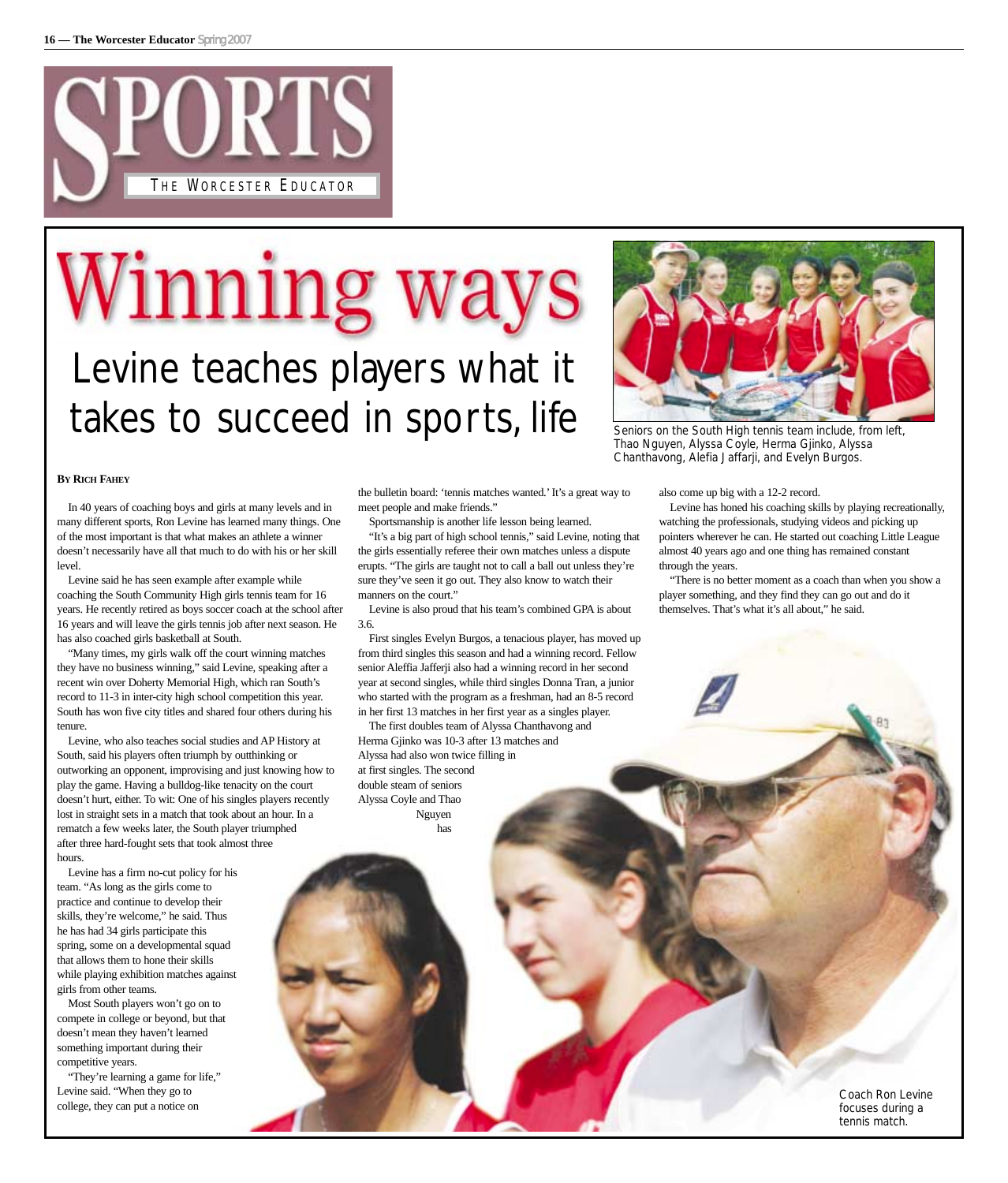# SPORTS

THE WORCESTER EDUCATOR

# Winning ways

## Levine teaches players what it takes to succeed in sports, life

Seniors on the South High tennis team include, from left, Thao Nguyen, Alyssa Coyle, Herma Gjinko, Alyssa Chanthavong, Alefia Jaffarji, and Evelyn Burgos.

**BY RICH FAHEY**

In 40 years of coaching boys and girls at many levels and in many different sports, Ron Levine has learned many things. One of the most important is that what makes an athlete a winner doesn't necessarily have all that much to do with his or her skill level.

Levine said he has seen example after example while coaching the South Community High girls tennis team for 16 years. He recently retired as boys soccer coach at the school after 16 years and will leave the girls tennis job after next season. He has also coached girls basketball at South.

"Many times, my girls walk off the court winning matches they have no business winning," said Levine, speaking after a recent win over Doherty Memorial High, which ran South's record to 11-3 in inter-city high school competition this year. South has won five city titles and shared four others during his tenure.

Levine, who also teaches social studies and AP History at South, said his players often triumph by outthinking or outworking an opponent, improvising and just knowing how to play the game. Having a bulldog-like tenacity on the court doesn't hurt, either. To wit: One of his singles players recently lost in straight sets in a match that took about an hour. In a rematch a few weeks later, the South player triumphed after three hard-fought sets that took almost three hours.

Levine has a firm no-cut policy for his team. "As long as the girls come to practice and continue to develop their skills, they're welcome," he said. Thus he has had 34 girls participate this spring, some on a developmental squad that allows them to hone their skills while playing exhibition matches against girls from other teams.

Most South players won't go on to compete in college or beyond, but that doesn't mean they haven't learned something important during their competitive years.

"They're learning a game for life," Levine said. "When they go to college, they can put a notice on the bulletin board: 'tennis matches wanted.' It's a great way to meet people and make friends."

Sportsmanship is another life lesson being learned.

"It's a big part of high school tennis," said Levine, noting that the girls essentially referee their own matches unless a dispute erupts. "The girls are taught not to call a ball out unless they're sure they've seen it go out. They also know to watch their manners on the court."

Levine is also proud that his team's combined GPA is about 3.6.

First singles Evelyn Burgos, a tenacious player, has moved up from third singles this season and had a winning record. Fellow senior Aleffia Jafferji also had a winning record in her second year at second singles, while third singles Donna Tran, a junior who started with the program as a freshman, had an 8-5 record in her first 13 matches in her first year as a singles player.

The first doubles team of Alyssa Chanthavong and Herma Gjinko was 10-3 after 13 matches and Alyssa had also won twice filling in at first singles. The second double steam of seniors Alyssa Coyle and Thao Nguyen has also come up big with a 12-2 record.

Levine has honed his coaching skills by playing recreationally, watching the professionals, studying videos and picking up pointers wherever he can. He started out coaching Little League almost 40 years ago and one thing has remained constant through the years.

"There is no better moment as a coach than when you show a player something, and they find they can go out and do it themselves. That's what it's all about," he said.

Coach Ron Levine focuses during a tennis match.